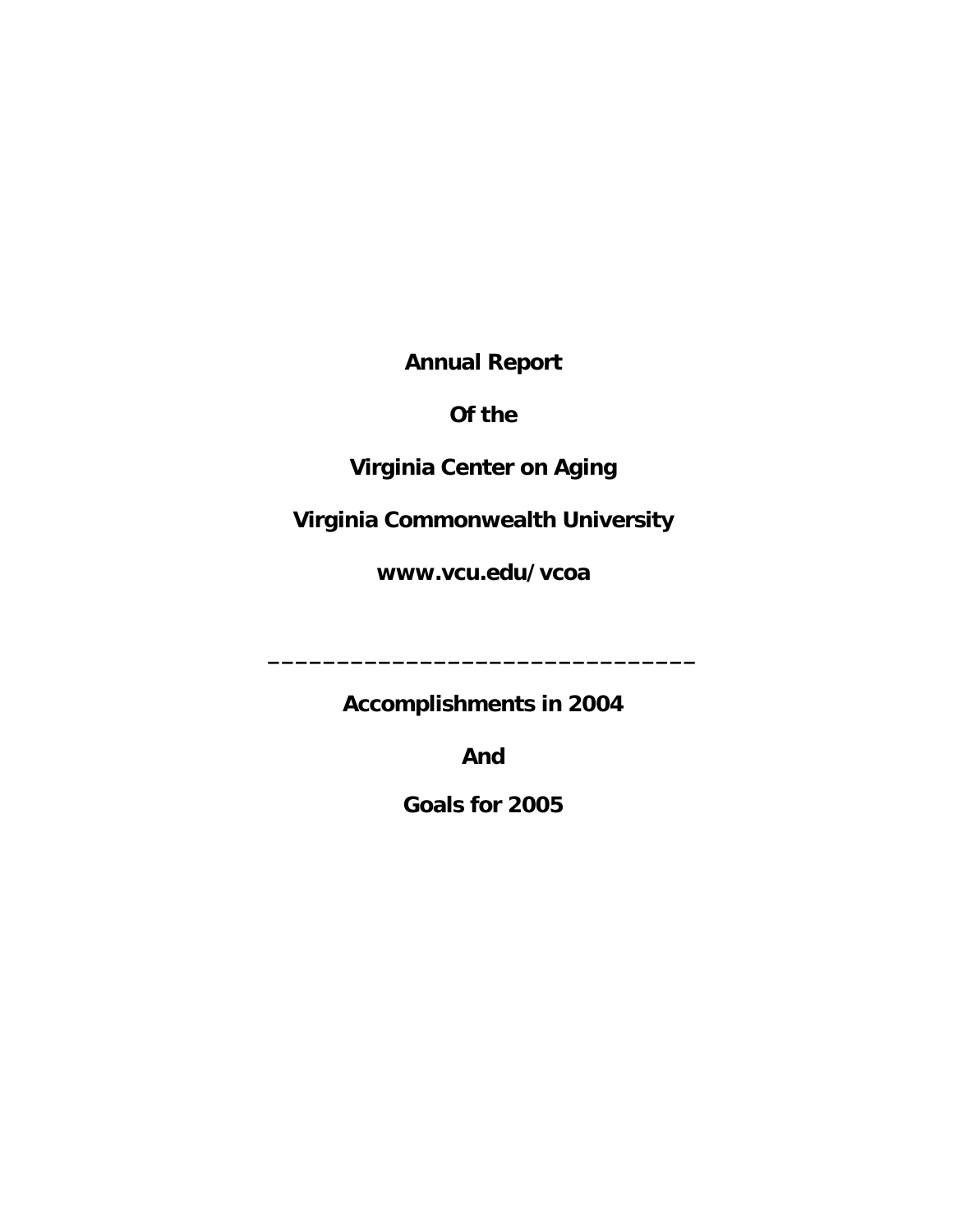**Annual Report**

**Of the**

**Virginia Center on Aging**

**Virginia Commonwealth University**

**www.vcu.edu/vcoa**

---

**Accomplishments in 2004**

**And**

**Goals for 2005**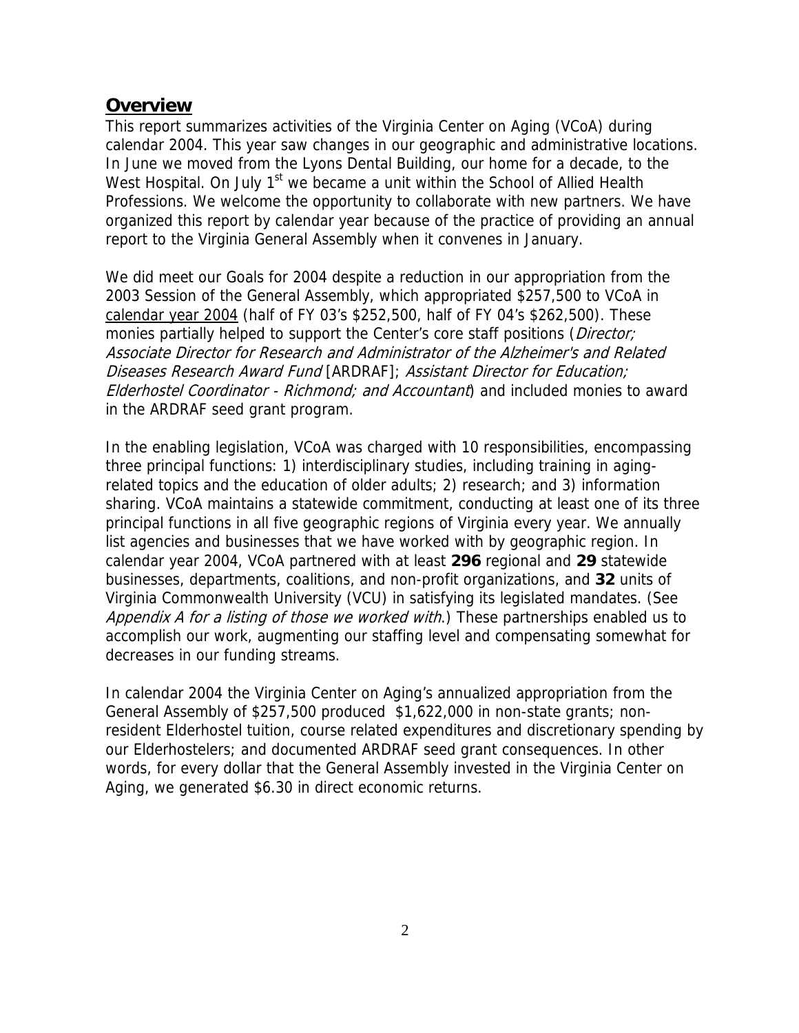## Overview

This report summarizes activities of the Virginia Center on Aging (VCoA) during calendar 2004. This year saw changes in our geographic and administrative locations. In June we moved from the Lyons Dental Building, our home for a decade, to the West Hospital. On July 1st we became a unit within the School of Allied Health Professions. We welcome the opportunity to collaborate with new partners. We have organized this report by calendar year because of the practice of providing an annual report to the Virginia General Assembly when it convenes in January.

We did meet our Goals for 2004 despite a reduction in our appropriation from the 2003 Session of the General Assembly, which appropriated $257,500 to VCoA in <u>calendar year 2004</u> (half of FY 03's $252,500, half of FY 04's $262,500). These monies partially helped to support the Center's core staff positions (*Director; Associate Director for Research and Administrator of the Alzheimer's and Related Diseases Research Award Fund* [ARDRAF]; *Assistant Director for Education; Elderhostel Coordinator - Richmond; and Accountant*) and included monies to award in the ARDRAF seed grant program.

In the enabling legislation, VCoA was charged with 10 responsibilities, encompassing three principal functions: 1) interdisciplinary studies, including training in aging-related topics and the education of older adults; 2) research; and 3) information sharing. VCoA maintains a statewide commitment, conducting at least one of its three principal functions in all five geographic regions of Virginia every year. We annually list agencies and businesses that we have worked with by geographic region. In calendar year 2004, VCoA partnered with at least **296** regional and **29** statewide businesses, departments, coalitions, and non-profit organizations, and **32** units of Virginia Commonwealth University (VCU) in satisfying its legislated mandates. (See *Appendix A for a listing of those we worked with*.) These partnerships enabled us to accomplish our work, augmenting our staffing level and compensating somewhat for decreases in our funding streams.

In calendar 2004 the Virginia Center on Aging's annualized appropriation from the General Assembly of $257,500 produced $1,622,000 in non-state grants; non-resident Elderhostel tuition, course related expenditures and discretionary spending by our Elderhostelers; and documented ARDRAF seed grant consequences. In other words, for every dollar that the General Assembly invested in the Virginia Center on Aging, we generated $6.30 in direct economic returns.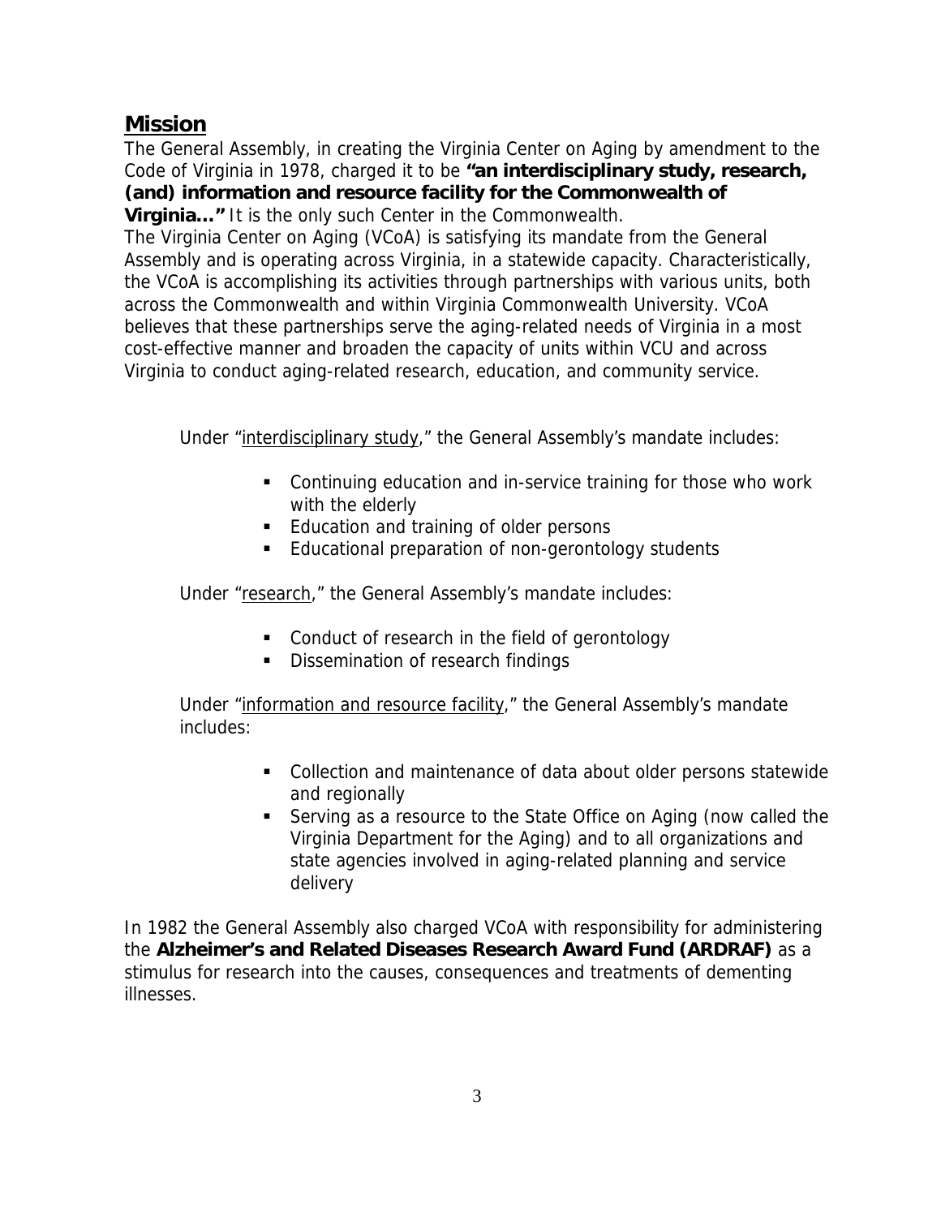## Mission

The General Assembly, in creating the Virginia Center on Aging by amendment to the Code of Virginia in 1978, charged it to be **"an interdisciplinary study, research, (and) information and resource facility for the Commonwealth of Virginia…"** It is the only such Center in the Commonwealth.

The Virginia Center on Aging (VCoA) is satisfying its mandate from the General Assembly and is operating across Virginia, in a statewide capacity. Characteristically, the VCoA is accomplishing its activities through partnerships with various units, both across the Commonwealth and within Virginia Commonwealth University. VCoA believes that these partnerships serve the aging-related needs of Virginia in a most cost-effective manner and broaden the capacity of units within VCU and across Virginia to conduct aging-related research, education, and community service.

Under "interdisciplinary study," the General Assembly's mandate includes:

- Continuing education and in-service training for those who work with the elderly
- Education and training of older persons
- Educational preparation of non-gerontology students

Under "research," the General Assembly's mandate includes:

- Conduct of research in the field of gerontology
- Dissemination of research findings

Under "information and resource facility," the General Assembly's mandate includes:

- Collection and maintenance of data about older persons statewide and regionally
- Serving as a resource to the State Office on Aging (now called the Virginia Department for the Aging) and to all organizations and state agencies involved in aging-related planning and service delivery

In 1982 the General Assembly also charged VCoA with responsibility for administering the **Alzheimer's and Related Diseases Research Award Fund (ARDRAF)** as a stimulus for research into the causes, consequences and treatments of dementing illnesses.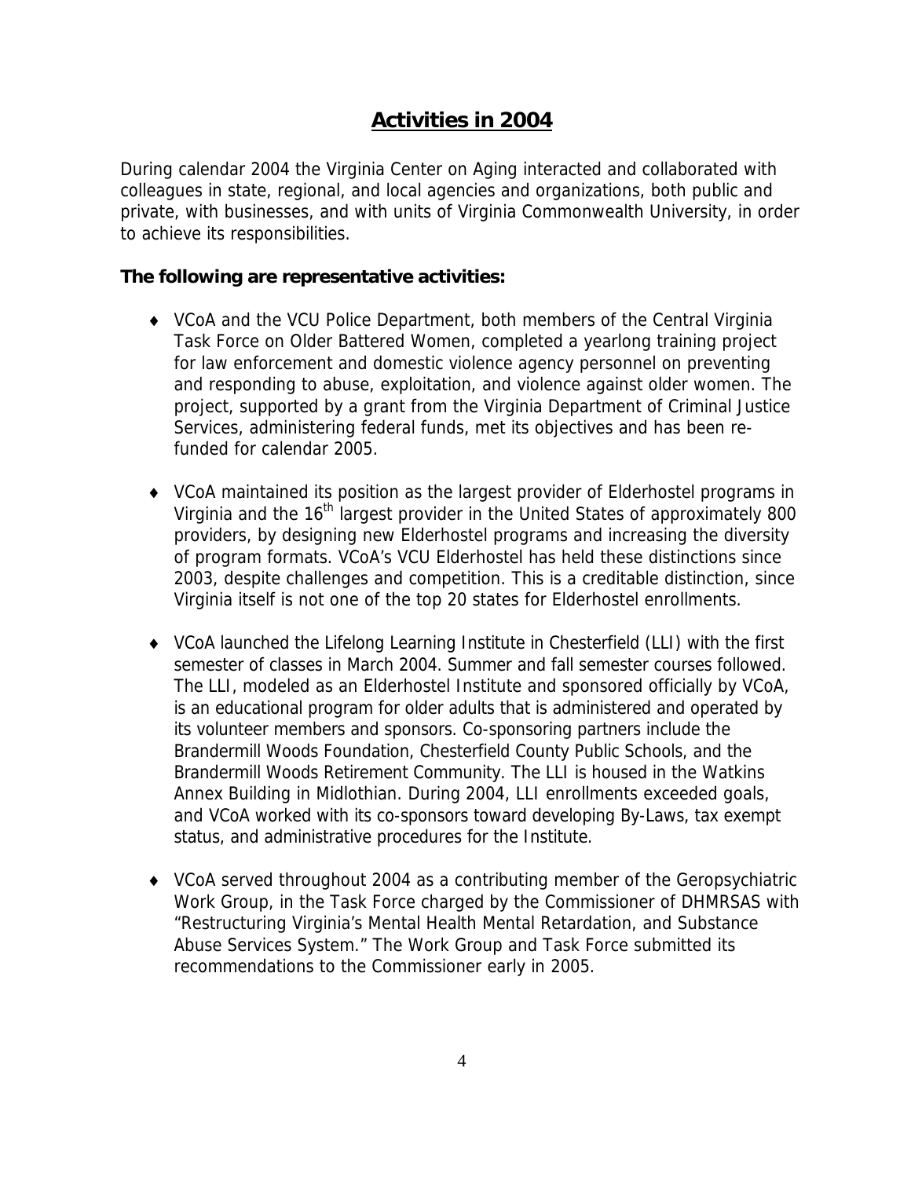# Activities in 2004

During calendar 2004 the Virginia Center on Aging interacted and collaborated with colleagues in state, regional, and local agencies and organizations, both public and private, with businesses, and with units of Virginia Commonwealth University, in order to achieve its responsibilities.

**The following are representative activities:**

- VCoA and the VCU Police Department, both members of the Central Virginia Task Force on Older Battered Women, completed a yearlong training project for law enforcement and domestic violence agency personnel on preventing and responding to abuse, exploitation, and violence against older women. The project, supported by a grant from the Virginia Department of Criminal Justice Services, administering federal funds, met its objectives and has been re-funded for calendar 2005.

- VCoA maintained its position as the largest provider of Elderhostel programs in Virginia and the 16th largest provider in the United States of approximately 800 providers, by designing new Elderhostel programs and increasing the diversity of program formats. VCoA's VCU Elderhostel has held these distinctions since 2003, despite challenges and competition. This is a creditable distinction, since Virginia itself is not one of the top 20 states for Elderhostel enrollments.

- VCoA launched the Lifelong Learning Institute in Chesterfield (LLI) with the first semester of classes in March 2004. Summer and fall semester courses followed. The LLI, modeled as an Elderhostel Institute and sponsored officially by VCoA, is an educational program for older adults that is administered and operated by its volunteer members and sponsors. Co-sponsoring partners include the Brandermill Woods Foundation, Chesterfield County Public Schools, and the Brandermill Woods Retirement Community. The LLI is housed in the Watkins Annex Building in Midlothian. During 2004, LLI enrollments exceeded goals, and VCoA worked with its co-sponsors toward developing By-Laws, tax exempt status, and administrative procedures for the Institute.

- VCoA served throughout 2004 as a contributing member of the Geropsychiatric Work Group, in the Task Force charged by the Commissioner of DHMRSAS with "Restructuring Virginia's Mental Health Mental Retardation, and Substance Abuse Services System." The Work Group and Task Force submitted its recommendations to the Commissioner early in 2005.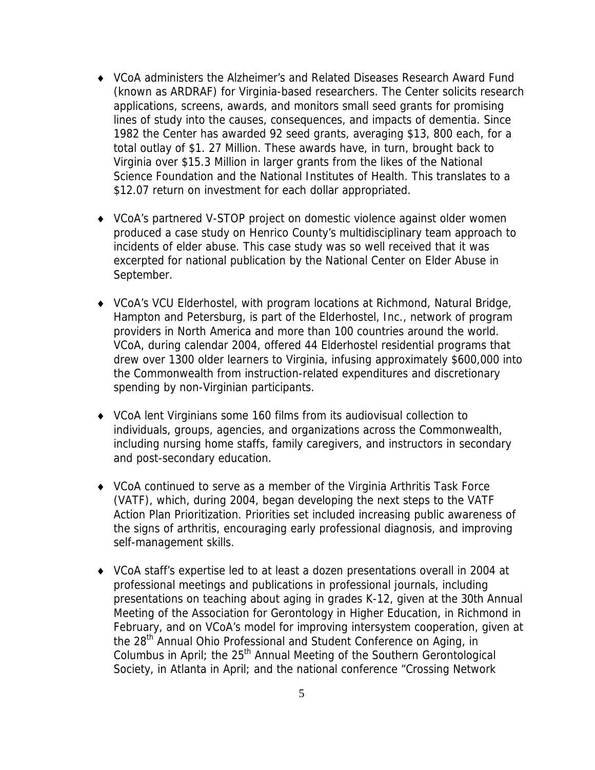- VCoA administers the Alzheimer's and Related Diseases Research Award Fund (known as ARDRAF) for Virginia-based researchers. The Center solicits research applications, screens, awards, and monitors small seed grants for promising lines of study into the causes, consequences, and impacts of dementia. Since 1982 the Center has awarded 92 seed grants, averaging $13, 800 each, for a total outlay of $1. 27 Million. These awards have, in turn, brought back to Virginia over $15.3 Million in larger grants from the likes of the National Science Foundation and the National Institutes of Health. This translates to a $12.07 return on investment for each dollar appropriated.

- VCoA's partnered V-STOP project on domestic violence against older women produced a case study on Henrico County's multidisciplinary team approach to incidents of elder abuse. This case study was so well received that it was excerpted for national publication by the National Center on Elder Abuse in September.

- VCoA's VCU Elderhostel, with program locations at Richmond, Natural Bridge, Hampton and Petersburg, is part of the Elderhostel, Inc., network of program providers in North America and more than 100 countries around the world. VCoA, during calendar 2004, offered 44 Elderhostel residential programs that drew over 1300 older learners to Virginia, infusing approximately $600,000 into the Commonwealth from instruction-related expenditures and discretionary spending by non-Virginian participants.

- VCoA lent Virginians some 160 films from its audiovisual collection to individuals, groups, agencies, and organizations across the Commonwealth, including nursing home staffs, family caregivers, and instructors in secondary and post-secondary education.

- VCoA continued to serve as a member of the Virginia Arthritis Task Force (VATF), which, during 2004, began developing the next steps to the VATF Action Plan Prioritization. Priorities set included increasing public awareness of the signs of arthritis, encouraging early professional diagnosis, and improving self-management skills.

- VCoA staff's expertise led to at least a dozen presentations overall in 2004 at professional meetings and publications in professional journals, including presentations on teaching about aging in grades K-12, given at the 30th Annual Meeting of the Association for Gerontology in Higher Education, in Richmond in February, and on VCoA's model for improving intersystem cooperation, given at the 28th Annual Ohio Professional and Student Conference on Aging, in Columbus in April; the 25th Annual Meeting of the Southern Gerontological Society, in Atlanta in April; and the national conference "Crossing Network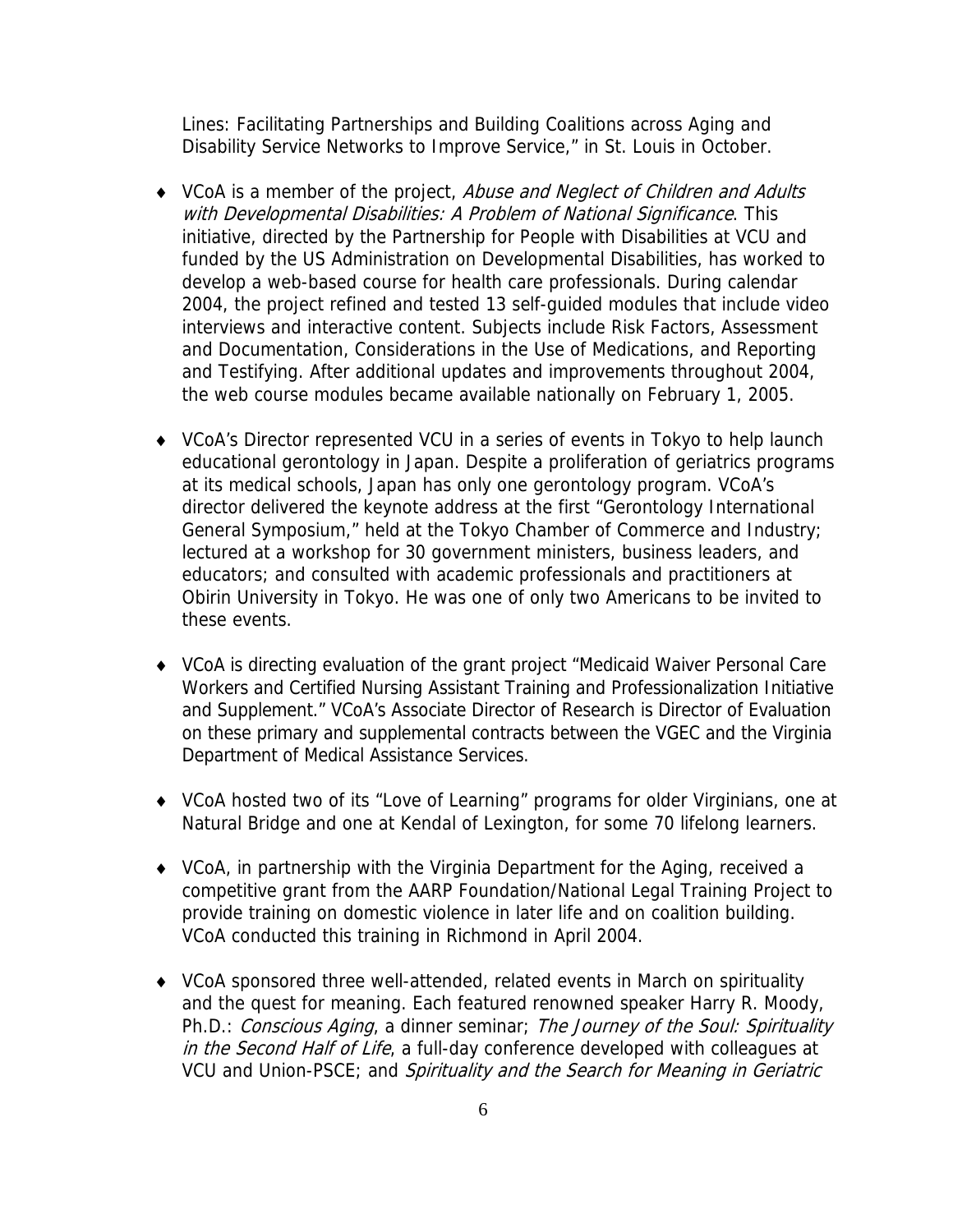Lines: Facilitating Partnerships and Building Coalitions across Aging and Disability Service Networks to Improve Service," in St. Louis in October.

- VCoA is a member of the project, *Abuse and Neglect of Children and Adults with Developmental Disabilities: A Problem of National Significance*. This initiative, directed by the Partnership for People with Disabilities at VCU and funded by the US Administration on Developmental Disabilities, has worked to develop a web-based course for health care professionals. During calendar 2004, the project refined and tested 13 self-guided modules that include video interviews and interactive content. Subjects include Risk Factors, Assessment and Documentation, Considerations in the Use of Medications, and Reporting and Testifying. After additional updates and improvements throughout 2004, the web course modules became available nationally on February 1, 2005.

- VCoA's Director represented VCU in a series of events in Tokyo to help launch educational gerontology in Japan. Despite a proliferation of geriatrics programs at its medical schools, Japan has only one gerontology program. VCoA's director delivered the keynote address at the first "Gerontology International General Symposium," held at the Tokyo Chamber of Commerce and Industry; lectured at a workshop for 30 government ministers, business leaders, and educators; and consulted with academic professionals and practitioners at Obirin University in Tokyo. He was one of only two Americans to be invited to these events.

- VCoA is directing evaluation of the grant project "Medicaid Waiver Personal Care Workers and Certified Nursing Assistant Training and Professionalization Initiative and Supplement." VCoA's Associate Director of Research is Director of Evaluation on these primary and supplemental contracts between the VGEC and the Virginia Department of Medical Assistance Services.

- VCoA hosted two of its "Love of Learning" programs for older Virginians, one at Natural Bridge and one at Kendal of Lexington, for some 70 lifelong learners.

- VCoA, in partnership with the Virginia Department for the Aging, received a competitive grant from the AARP Foundation/National Legal Training Project to provide training on domestic violence in later life and on coalition building. VCoA conducted this training in Richmond in April 2004.

- VCoA sponsored three well-attended, related events in March on spirituality and the quest for meaning. Each featured renowned speaker Harry R. Moody, Ph.D.: *Conscious Aging*, a dinner seminar; *The Journey of the Soul: Spirituality in the Second Half of Life*, a full-day conference developed with colleagues at VCU and Union-PSCE; and *Spirituality and the Search for Meaning in Geriatric*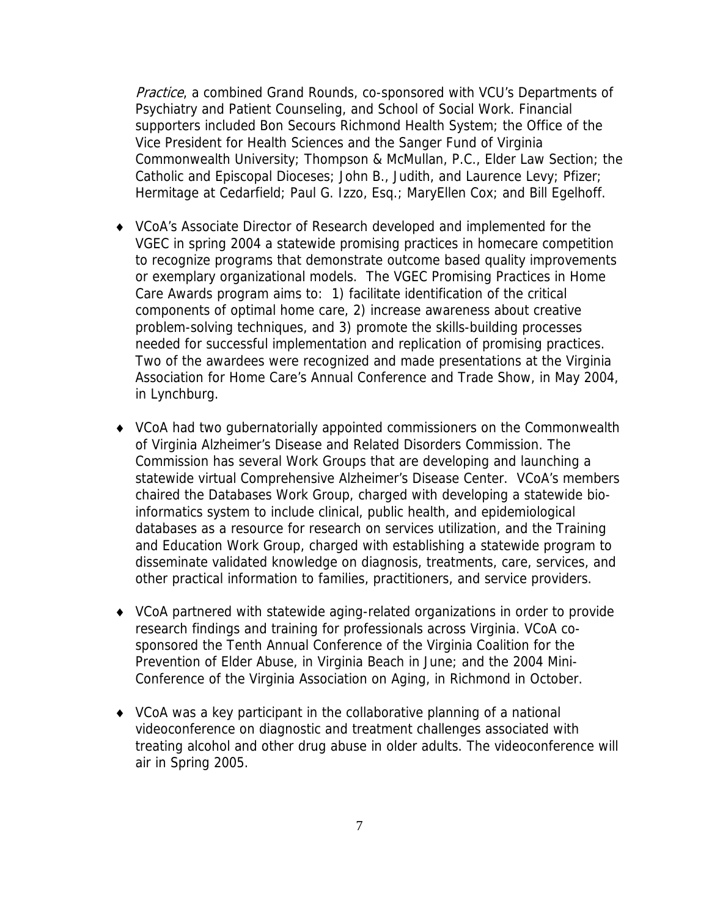*Practice*, a combined Grand Rounds, co-sponsored with VCU's Departments of Psychiatry and Patient Counseling, and School of Social Work. Financial supporters included Bon Secours Richmond Health System; the Office of the Vice President for Health Sciences and the Sanger Fund of Virginia Commonwealth University; Thompson & McMullan, P.C., Elder Law Section; the Catholic and Episcopal Dioceses; John B., Judith, and Laurence Levy; Pfizer; Hermitage at Cedarfield; Paul G. Izzo, Esq.; MaryEllen Cox; and Bill Egelhoff.

- VCoA's Associate Director of Research developed and implemented for the VGEC in spring 2004 a statewide promising practices in homecare competition to recognize programs that demonstrate outcome based quality improvements or exemplary organizational models. The VGEC Promising Practices in Home Care Awards program aims to: 1) facilitate identification of the critical components of optimal home care, 2) increase awareness about creative problem-solving techniques, and 3) promote the skills-building processes needed for successful implementation and replication of promising practices. Two of the awardees were recognized and made presentations at the Virginia Association for Home Care's Annual Conference and Trade Show, in May 2004, in Lynchburg.

- VCoA had two gubernatorially appointed commissioners on the Commonwealth of Virginia Alzheimer's Disease and Related Disorders Commission. The Commission has several Work Groups that are developing and launching a statewide virtual Comprehensive Alzheimer's Disease Center. VCoA's members chaired the Databases Work Group, charged with developing a statewide bio-informatics system to include clinical, public health, and epidemiological databases as a resource for research on services utilization, and the Training and Education Work Group, charged with establishing a statewide program to disseminate validated knowledge on diagnosis, treatments, care, services, and other practical information to families, practitioners, and service providers.

- VCoA partnered with statewide aging-related organizations in order to provide research findings and training for professionals across Virginia. VCoA co-sponsored the Tenth Annual Conference of the Virginia Coalition for the Prevention of Elder Abuse, in Virginia Beach in June; and the 2004 Mini-Conference of the Virginia Association on Aging, in Richmond in October.

- VCoA was a key participant in the collaborative planning of a national videoconference on diagnostic and treatment challenges associated with treating alcohol and other drug abuse in older adults. The videoconference will air in Spring 2005.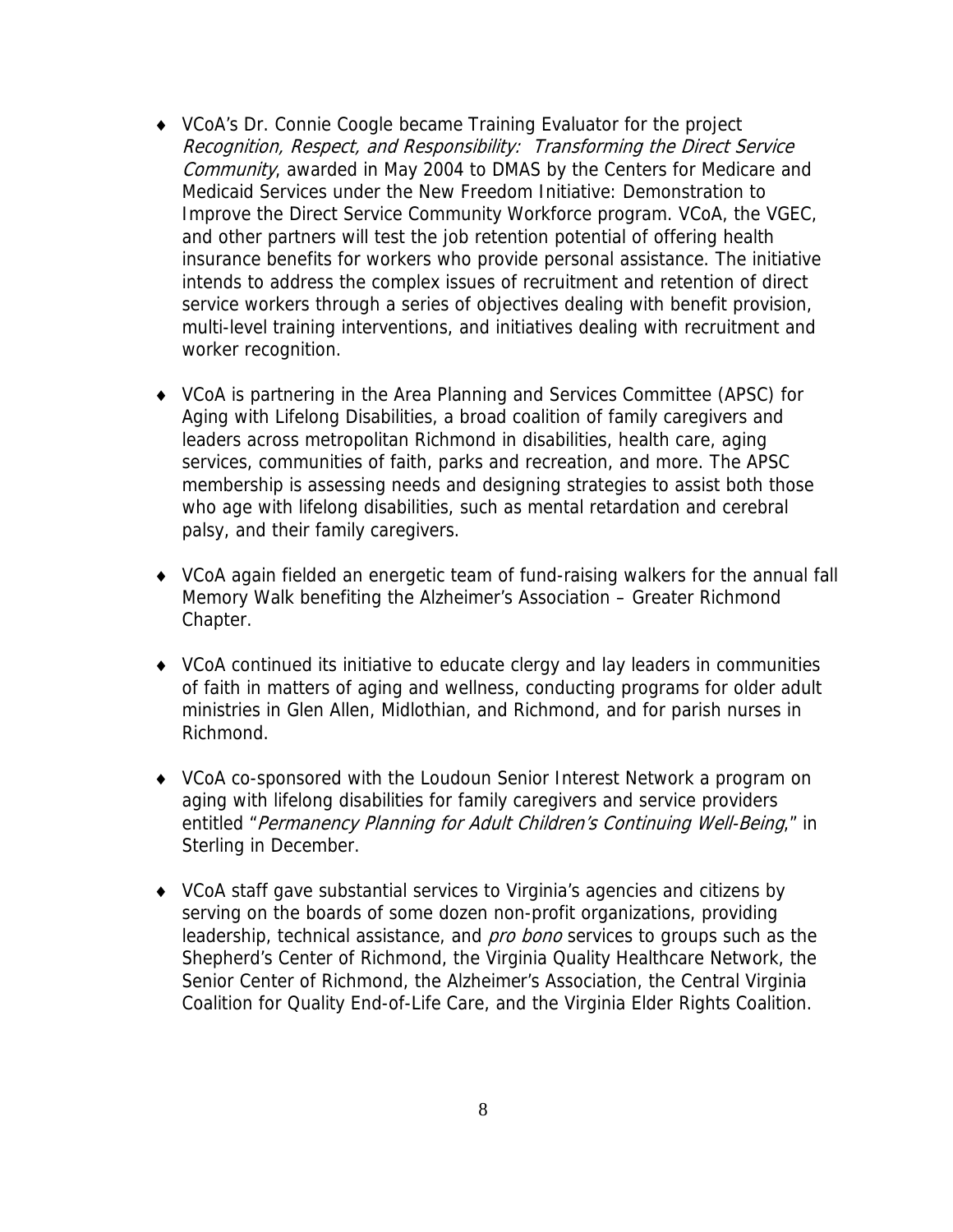- VCoA's Dr. Connie Coogle became Training Evaluator for the project *Recognition, Respect, and Responsibility: Transforming the Direct Service Community*, awarded in May 2004 to DMAS by the Centers for Medicare and Medicaid Services under the New Freedom Initiative: Demonstration to Improve the Direct Service Community Workforce program. VCoA, the VGEC, and other partners will test the job retention potential of offering health insurance benefits for workers who provide personal assistance. The initiative intends to address the complex issues of recruitment and retention of direct service workers through a series of objectives dealing with benefit provision, multi-level training interventions, and initiatives dealing with recruitment and worker recognition.

- VCoA is partnering in the Area Planning and Services Committee (APSC) for Aging with Lifelong Disabilities, a broad coalition of family caregivers and leaders across metropolitan Richmond in disabilities, health care, aging services, communities of faith, parks and recreation, and more. The APSC membership is assessing needs and designing strategies to assist both those who age with lifelong disabilities, such as mental retardation and cerebral palsy, and their family caregivers.

- VCoA again fielded an energetic team of fund-raising walkers for the annual fall Memory Walk benefiting the Alzheimer's Association – Greater Richmond Chapter.

- VCoA continued its initiative to educate clergy and lay leaders in communities of faith in matters of aging and wellness, conducting programs for older adult ministries in Glen Allen, Midlothian, and Richmond, and for parish nurses in Richmond.

- VCoA co-sponsored with the Loudoun Senior Interest Network a program on aging with lifelong disabilities for family caregivers and service providers entitled "*Permanency Planning for Adult Children's Continuing Well-Being*," in Sterling in December.

- VCoA staff gave substantial services to Virginia's agencies and citizens by serving on the boards of some dozen non-profit organizations, providing leadership, technical assistance, and *pro bono* services to groups such as the Shepherd's Center of Richmond, the Virginia Quality Healthcare Network, the Senior Center of Richmond, the Alzheimer's Association, the Central Virginia Coalition for Quality End-of-Life Care, and the Virginia Elder Rights Coalition.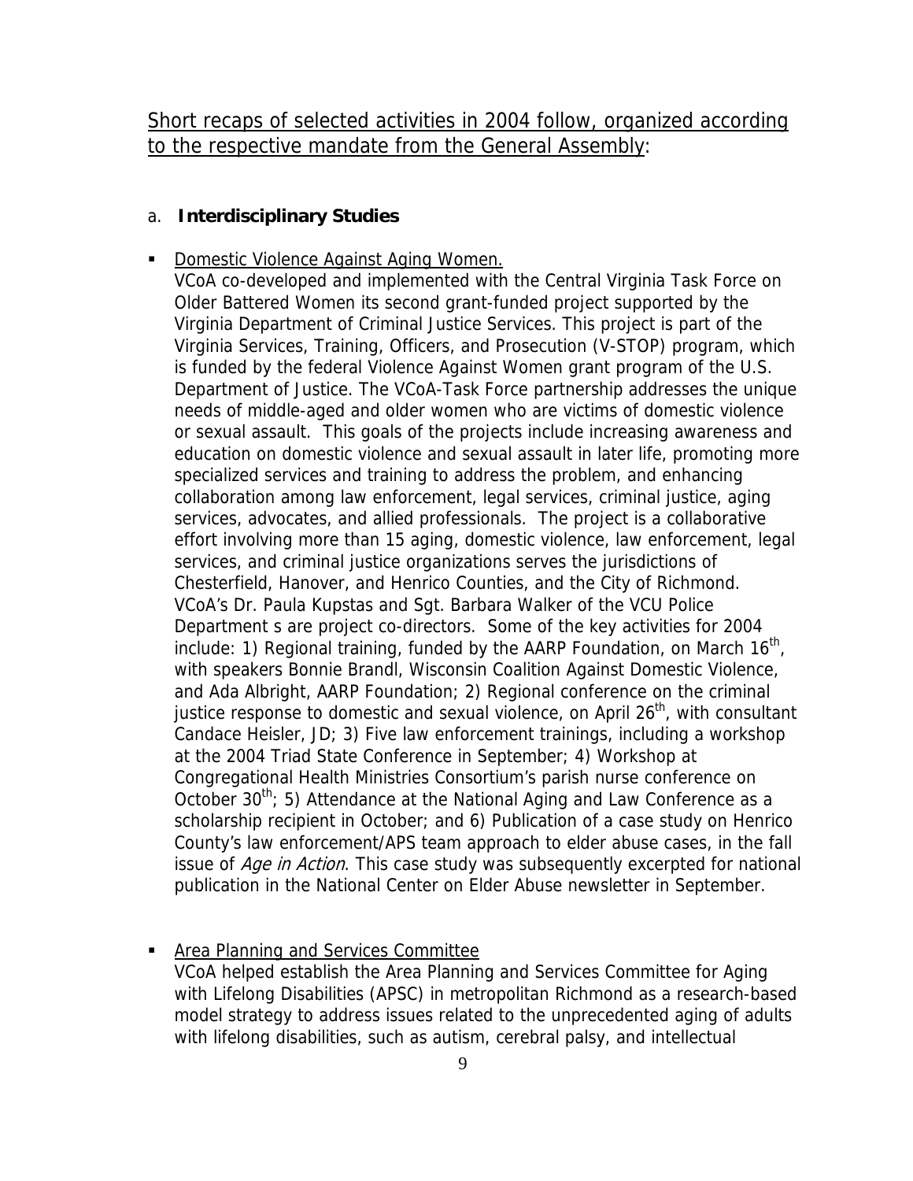Short recaps of selected activities in 2004 follow, organized according to the respective mandate from the General Assembly:

a. **Interdisciplinary Studies**

- Domestic Violence Against Aging Women.
  VCoA co-developed and implemented with the Central Virginia Task Force on Older Battered Women its second grant-funded project supported by the Virginia Department of Criminal Justice Services. This project is part of the Virginia Services, Training, Officers, and Prosecution (V-STOP) program, which is funded by the federal Violence Against Women grant program of the U.S. Department of Justice. The VCoA-Task Force partnership addresses the unique needs of middle-aged and older women who are victims of domestic violence or sexual assault. This goals of the projects include increasing awareness and education on domestic violence and sexual assault in later life, promoting more specialized services and training to address the problem, and enhancing collaboration among law enforcement, legal services, criminal justice, aging services, advocates, and allied professionals. The project is a collaborative effort involving more than 15 aging, domestic violence, law enforcement, legal services, and criminal justice organizations serves the jurisdictions of Chesterfield, Hanover, and Henrico Counties, and the City of Richmond. VCoA's Dr. Paula Kupstas and Sgt. Barbara Walker of the VCU Police Department s are project co-directors. Some of the key activities for 2004 include: 1) Regional training, funded by the AARP Foundation, on March 16th, with speakers Bonnie Brandl, Wisconsin Coalition Against Domestic Violence, and Ada Albright, AARP Foundation; 2) Regional conference on the criminal justice response to domestic and sexual violence, on April 26th, with consultant Candace Heisler, JD; 3) Five law enforcement trainings, including a workshop at the 2004 Triad State Conference in September; 4) Workshop at Congregational Health Ministries Consortium's parish nurse conference on October 30th; 5) Attendance at the National Aging and Law Conference as a scholarship recipient in October; and 6) Publication of a case study on Henrico County's law enforcement/APS team approach to elder abuse cases, in the fall issue of *Age in Action*. This case study was subsequently excerpted for national publication in the National Center on Elder Abuse newsletter in September.

- Area Planning and Services Committee
  VCoA helped establish the Area Planning and Services Committee for Aging with Lifelong Disabilities (APSC) in metropolitan Richmond as a research-based model strategy to address issues related to the unprecedented aging of adults with lifelong disabilities, such as autism, cerebral palsy, and intellectual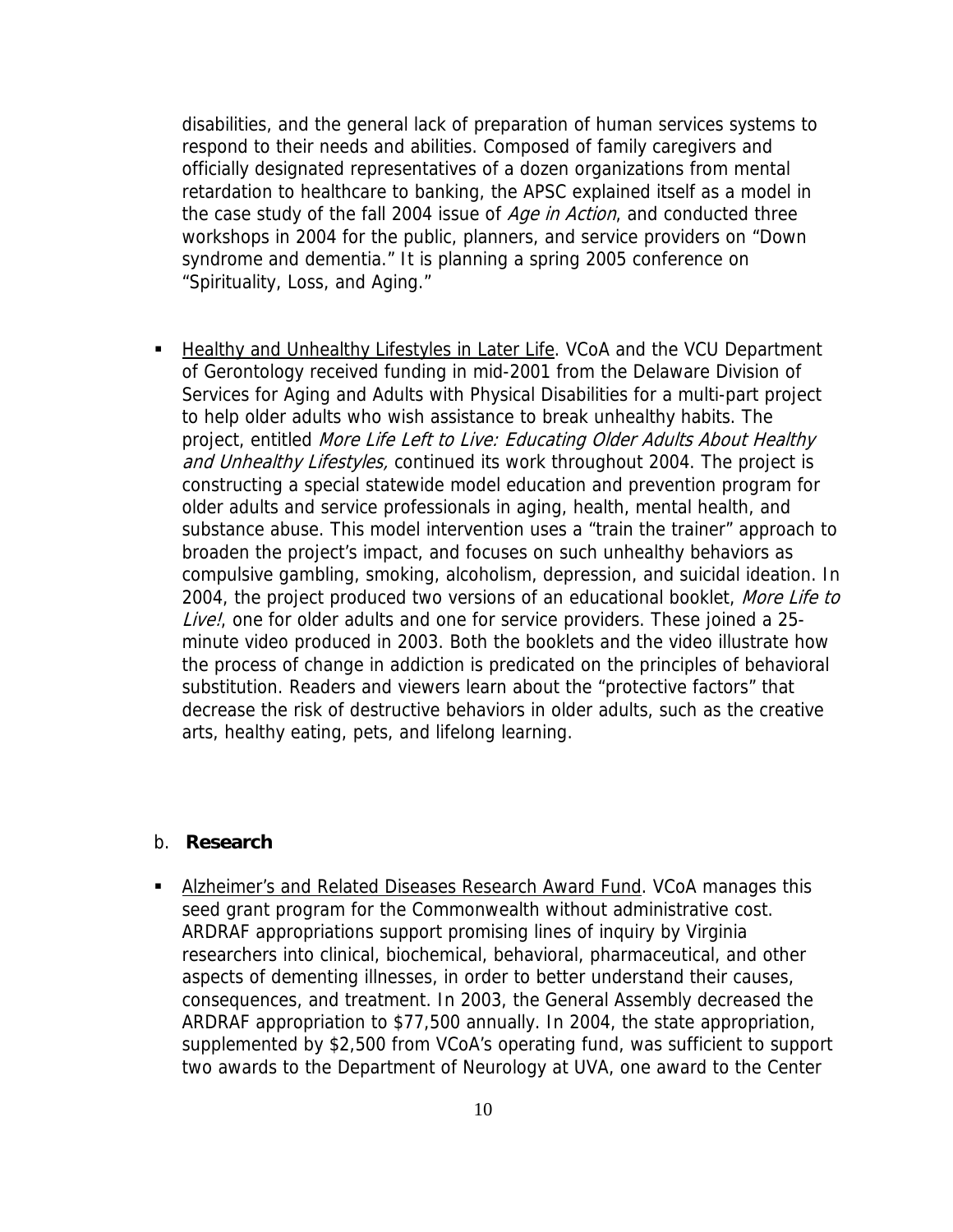disabilities, and the general lack of preparation of human services systems to respond to their needs and abilities. Composed of family caregivers and officially designated representatives of a dozen organizations from mental retardation to healthcare to banking, the APSC explained itself as a model in the case study of the fall 2004 issue of *Age in Action*, and conducted three workshops in 2004 for the public, planners, and service providers on "Down syndrome and dementia." It is planning a spring 2005 conference on "Spirituality, Loss, and Aging."

- <u>Healthy and Unhealthy Lifestyles in Later Life</u>. VCoA and the VCU Department of Gerontology received funding in mid-2001 from the Delaware Division of Services for Aging and Adults with Physical Disabilities for a multi-part project to help older adults who wish assistance to break unhealthy habits. The project, entitled *More Life Left to Live: Educating Older Adults About Healthy and Unhealthy Lifestyles,* continued its work throughout 2004. The project is constructing a special statewide model education and prevention program for older adults and service professionals in aging, health, mental health, and substance abuse. This model intervention uses a "train the trainer" approach to broaden the project's impact, and focuses on such unhealthy behaviors as compulsive gambling, smoking, alcoholism, depression, and suicidal ideation. In 2004, the project produced two versions of an educational booklet, *More Life to Live!*, one for older adults and one for service providers. These joined a 25-minute video produced in 2003. Both the booklets and the video illustrate how the process of change in addiction is predicated on the principles of behavioral substitution. Readers and viewers learn about the "protective factors" that decrease the risk of destructive behaviors in older adults, such as the creative arts, healthy eating, pets, and lifelong learning.

b. **Research**

- <u>Alzheimer's and Related Diseases Research Award Fund</u>. VCoA manages this seed grant program for the Commonwealth without administrative cost. ARDRAF appropriations support promising lines of inquiry by Virginia researchers into clinical, biochemical, behavioral, pharmaceutical, and other aspects of dementing illnesses, in order to better understand their causes, consequences, and treatment. In 2003, the General Assembly decreased the ARDRAF appropriation to $77,500 annually. In 2004, the state appropriation, supplemented by $2,500 from VCoA's operating fund, was sufficient to support two awards to the Department of Neurology at UVA, one award to the Center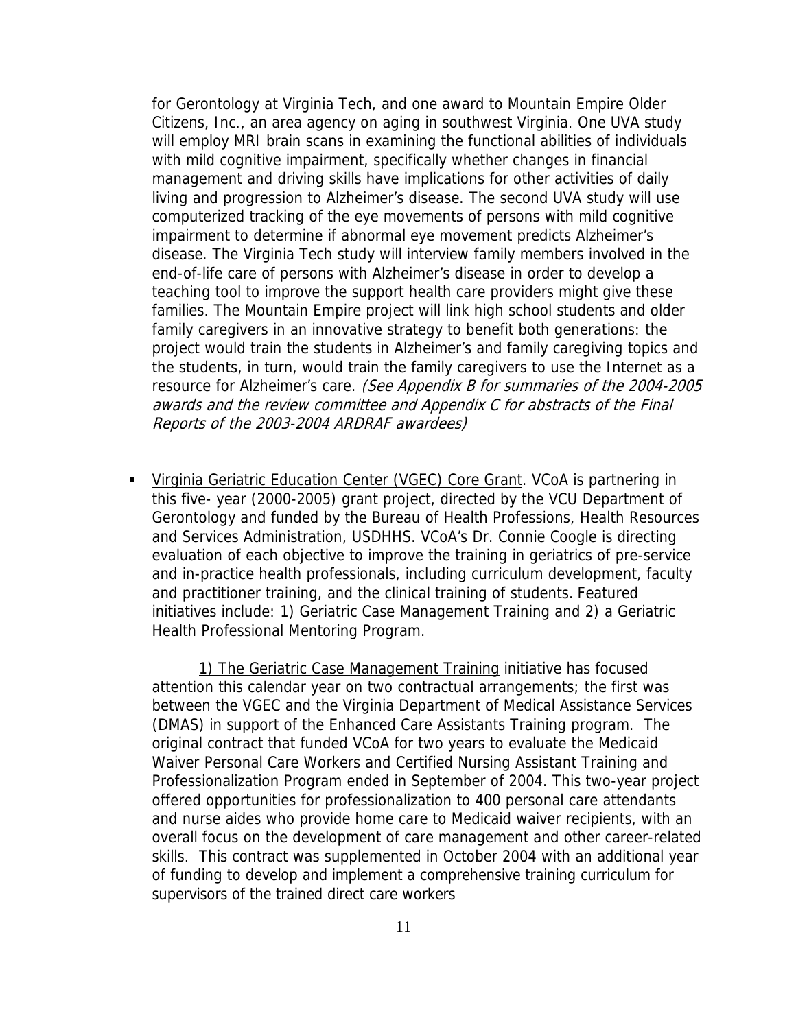for Gerontology at Virginia Tech, and one award to Mountain Empire Older Citizens, Inc., an area agency on aging in southwest Virginia. One UVA study will employ MRI brain scans in examining the functional abilities of individuals with mild cognitive impairment, specifically whether changes in financial management and driving skills have implications for other activities of daily living and progression to Alzheimer's disease. The second UVA study will use computerized tracking of the eye movements of persons with mild cognitive impairment to determine if abnormal eye movement predicts Alzheimer's disease. The Virginia Tech study will interview family members involved in the end-of-life care of persons with Alzheimer's disease in order to develop a teaching tool to improve the support health care providers might give these families. The Mountain Empire project will link high school students and older family caregivers in an innovative strategy to benefit both generations: the project would train the students in Alzheimer's and family caregiving topics and the students, in turn, would train the family caregivers to use the Internet as a resource for Alzheimer's care. *(See Appendix B for summaries of the 2004-2005 awards and the review committee and Appendix C for abstracts of the Final Reports of the 2003-2004 ARDRAF awardees)*

- <u>Virginia Geriatric Education Center (VGEC) Core Grant</u>. VCoA is partnering in this five- year (2000-2005) grant project, directed by the VCU Department of Gerontology and funded by the Bureau of Health Professions, Health Resources and Services Administration, USDHHS. VCoA's Dr. Connie Coogle is directing evaluation of each objective to improve the training in geriatrics of pre-service and in-practice health professionals, including curriculum development, faculty and practitioner training, and the clinical training of students. Featured initiatives include: 1) Geriatric Case Management Training and 2) a Geriatric Health Professional Mentoring Program.

  <u>1) The Geriatric Case Management Training</u> initiative has focused attention this calendar year on two contractual arrangements; the first was between the VGEC and the Virginia Department of Medical Assistance Services (DMAS) in support of the Enhanced Care Assistants Training program. The original contract that funded VCoA for two years to evaluate the Medicaid Waiver Personal Care Workers and Certified Nursing Assistant Training and Professionalization Program ended in September of 2004. This two-year project offered opportunities for professionalization to 400 personal care attendants and nurse aides who provide home care to Medicaid waiver recipients, with an overall focus on the development of care management and other career-related skills. This contract was supplemented in October 2004 with an additional year of funding to develop and implement a comprehensive training curriculum for supervisors of the trained direct care workers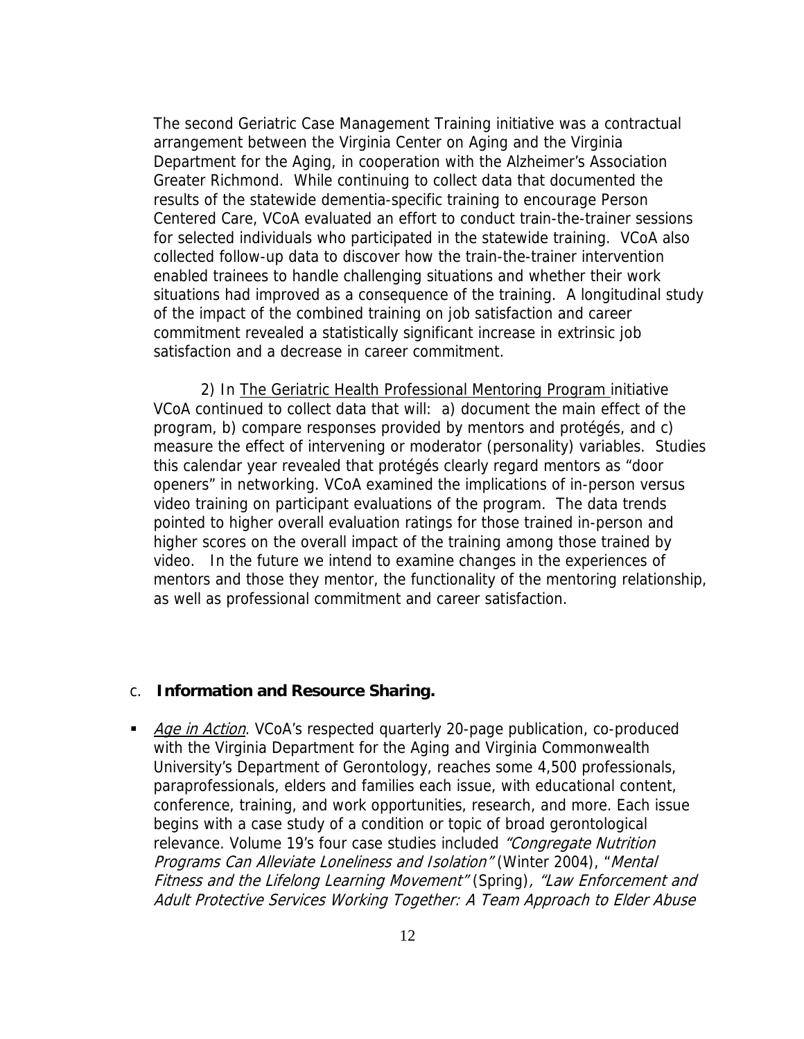The second Geriatric Case Management Training initiative was a contractual arrangement between the Virginia Center on Aging and the Virginia Department for the Aging, in cooperation with the Alzheimer's Association Greater Richmond. While continuing to collect data that documented the results of the statewide dementia-specific training to encourage Person Centered Care, VCoA evaluated an effort to conduct train-the-trainer sessions for selected individuals who participated in the statewide training. VCoA also collected follow-up data to discover how the train-the-trainer intervention enabled trainees to handle challenging situations and whether their work situations had improved as a consequence of the training. A longitudinal study of the impact of the combined training on job satisfaction and career commitment revealed a statistically significant increase in extrinsic job satisfaction and a decrease in career commitment.

2) In The Geriatric Health Professional Mentoring Program initiative VCoA continued to collect data that will: a) document the main effect of the program, b) compare responses provided by mentors and protégés, and c) measure the effect of intervening or moderator (personality) variables. Studies this calendar year revealed that protégés clearly regard mentors as "door openers" in networking. VCoA examined the implications of in-person versus video training on participant evaluations of the program. The data trends pointed to higher overall evaluation ratings for those trained in-person and higher scores on the overall impact of the training among those trained by video. In the future we intend to examine changes in the experiences of mentors and those they mentor, the functionality of the mentoring relationship, as well as professional commitment and career satisfaction.

c. **Information and Resource Sharing.**

- *Age in Action*. VCoA's respected quarterly 20-page publication, co-produced with the Virginia Department for the Aging and Virginia Commonwealth University's Department of Gerontology, reaches some 4,500 professionals, paraprofessionals, elders and families each issue, with educational content, conference, training, and work opportunities, research, and more. Each issue begins with a case study of a condition or topic of broad gerontological relevance. Volume 19's four case studies included *"Congregate Nutrition Programs Can Alleviate Loneliness and Isolation"* (Winter 2004), "*Mental Fitness and the Lifelong Learning Movement"* (Spring), *"Law Enforcement and Adult Protective Services Working Together: A Team Approach to Elder Abuse*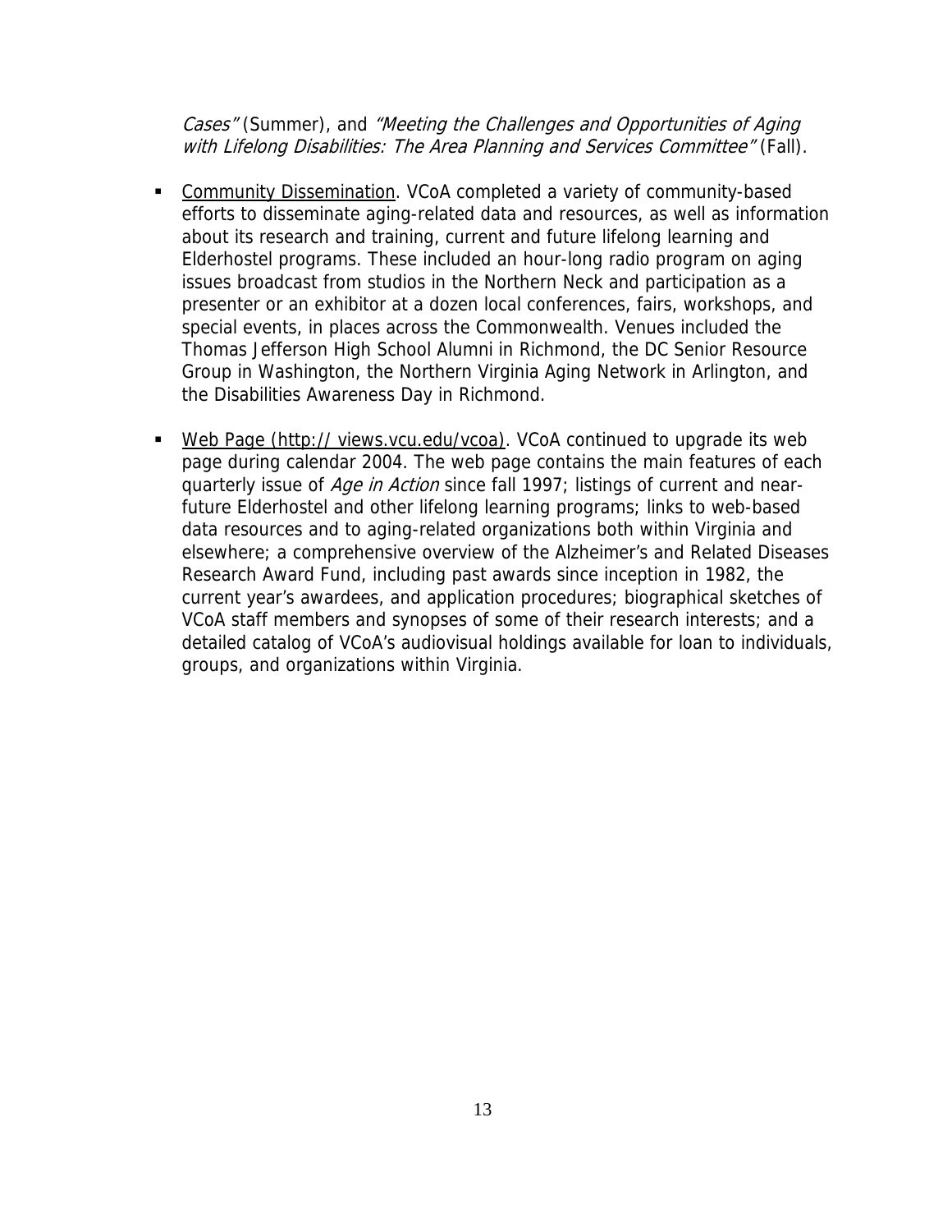*Cases"* (Summer), and *"Meeting the Challenges and Opportunities of Aging with Lifelong Disabilities: The Area Planning and Services Committee"* (Fall).

- Community Dissemination. VCoA completed a variety of community-based efforts to disseminate aging-related data and resources, as well as information about its research and training, current and future lifelong learning and Elderhostel programs. These included an hour-long radio program on aging issues broadcast from studios in the Northern Neck and participation as a presenter or an exhibitor at a dozen local conferences, fairs, workshops, and special events, in places across the Commonwealth. Venues included the Thomas Jefferson High School Alumni in Richmond, the DC Senior Resource Group in Washington, the Northern Virginia Aging Network in Arlington, and the Disabilities Awareness Day in Richmond.

- Web Page (http:// views.vcu.edu/vcoa). VCoA continued to upgrade its web page during calendar 2004. The web page contains the main features of each quarterly issue of *Age in Action* since fall 1997; listings of current and near-future Elderhostel and other lifelong learning programs; links to web-based data resources and to aging-related organizations both within Virginia and elsewhere; a comprehensive overview of the Alzheimer's and Related Diseases Research Award Fund, including past awards since inception in 1982, the current year's awardees, and application procedures; biographical sketches of VCoA staff members and synopses of some of their research interests; and a detailed catalog of VCoA's audiovisual holdings available for loan to individuals, groups, and organizations within Virginia.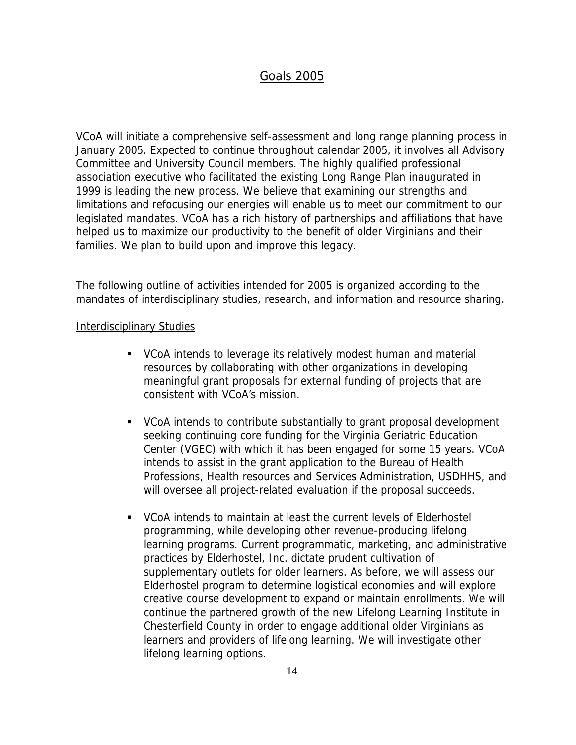## Goals 2005

VCoA will initiate a comprehensive self-assessment and long range planning process in January 2005. Expected to continue throughout calendar 2005, it involves all Advisory Committee and University Council members. The highly qualified professional association executive who facilitated the existing Long Range Plan inaugurated in 1999 is leading the new process. We believe that examining our strengths and limitations and refocusing our energies will enable us to meet our commitment to our legislated mandates. VCoA has a rich history of partnerships and affiliations that have helped us to maximize our productivity to the benefit of older Virginians and their families. We plan to build upon and improve this legacy.

The following outline of activities intended for 2005 is organized according to the mandates of interdisciplinary studies, research, and information and resource sharing.

### Interdisciplinary Studies

- VCoA intends to leverage its relatively modest human and material resources by collaborating with other organizations in developing meaningful grant proposals for external funding of projects that are consistent with VCoA's mission.

- VCoA intends to contribute substantially to grant proposal development seeking continuing core funding for the Virginia Geriatric Education Center (VGEC) with which it has been engaged for some 15 years. VCoA intends to assist in the grant application to the Bureau of Health Professions, Health resources and Services Administration, USDHHS, and will oversee all project-related evaluation if the proposal succeeds.

- VCoA intends to maintain at least the current levels of Elderhostel programming, while developing other revenue-producing lifelong learning programs. Current programmatic, marketing, and administrative practices by Elderhostel, Inc. dictate prudent cultivation of supplementary outlets for older learners. As before, we will assess our Elderhostel program to determine logistical economies and will explore creative course development to expand or maintain enrollments. We will continue the partnered growth of the new Lifelong Learning Institute in Chesterfield County in order to engage additional older Virginians as learners and providers of lifelong learning. We will investigate other lifelong learning options.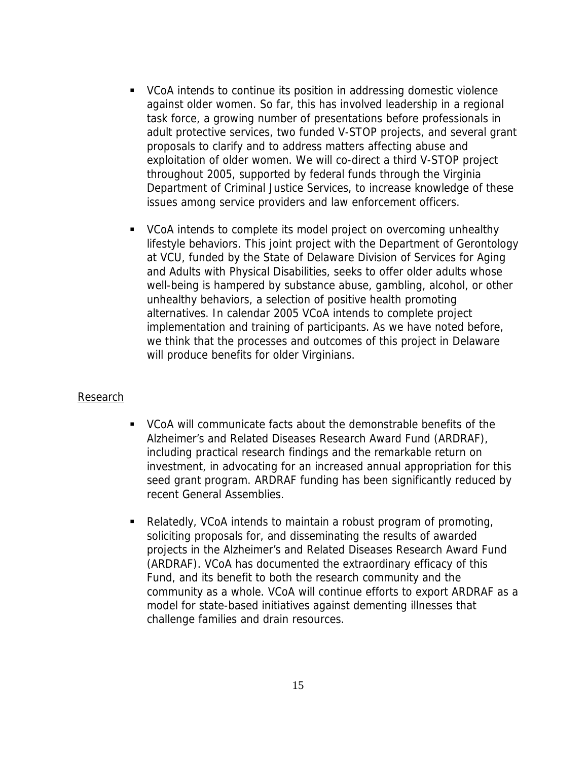- VCoA intends to continue its position in addressing domestic violence against older women. So far, this has involved leadership in a regional task force, a growing number of presentations before professionals in adult protective services, two funded V-STOP projects, and several grant proposals to clarify and to address matters affecting abuse and exploitation of older women. We will co-direct a third V-STOP project throughout 2005, supported by federal funds through the Virginia Department of Criminal Justice Services, to increase knowledge of these issues among service providers and law enforcement officers.

- VCoA intends to complete its model project on overcoming unhealthy lifestyle behaviors. This joint project with the Department of Gerontology at VCU, funded by the State of Delaware Division of Services for Aging and Adults with Physical Disabilities, seeks to offer older adults whose well-being is hampered by substance abuse, gambling, alcohol, or other unhealthy behaviors, a selection of positive health promoting alternatives. In calendar 2005 VCoA intends to complete project implementation and training of participants. As we have noted before, we think that the processes and outcomes of this project in Delaware will produce benefits for older Virginians.

Research

- VCoA will communicate facts about the demonstrable benefits of the Alzheimer's and Related Diseases Research Award Fund (ARDRAF), including practical research findings and the remarkable return on investment, in advocating for an increased annual appropriation for this seed grant program. ARDRAF funding has been significantly reduced by recent General Assemblies.

- Relatedly, VCoA intends to maintain a robust program of promoting, soliciting proposals for, and disseminating the results of awarded projects in the Alzheimer's and Related Diseases Research Award Fund (ARDRAF). VCoA has documented the extraordinary efficacy of this Fund, and its benefit to both the research community and the community as a whole. VCoA will continue efforts to export ARDRAF as a model for state-based initiatives against dementing illnesses that challenge families and drain resources.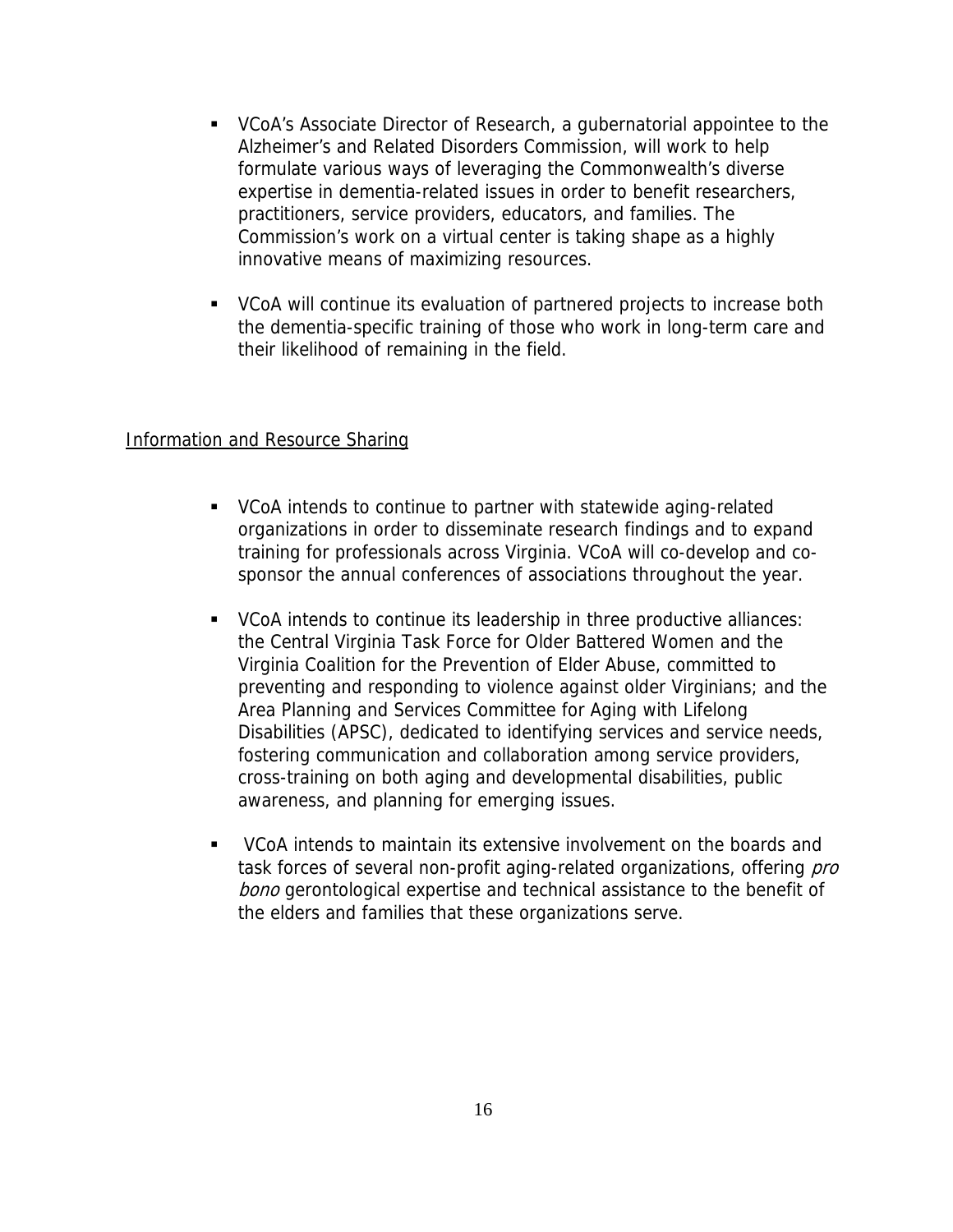- VCoA's Associate Director of Research, a gubernatorial appointee to the Alzheimer's and Related Disorders Commission, will work to help formulate various ways of leveraging the Commonwealth's diverse expertise in dementia-related issues in order to benefit researchers, practitioners, service providers, educators, and families. The Commission's work on a virtual center is taking shape as a highly innovative means of maximizing resources.

- VCoA will continue its evaluation of partnered projects to increase both the dementia-specific training of those who work in long-term care and their likelihood of remaining in the field.

## Information and Resource Sharing

- VCoA intends to continue to partner with statewide aging-related organizations in order to disseminate research findings and to expand training for professionals across Virginia. VCoA will co-develop and co-sponsor the annual conferences of associations throughout the year.

- VCoA intends to continue its leadership in three productive alliances: the Central Virginia Task Force for Older Battered Women and the Virginia Coalition for the Prevention of Elder Abuse, committed to preventing and responding to violence against older Virginians; and the Area Planning and Services Committee for Aging with Lifelong Disabilities (APSC), dedicated to identifying services and service needs, fostering communication and collaboration among service providers, cross-training on both aging and developmental disabilities, public awareness, and planning for emerging issues.

- VCoA intends to maintain its extensive involvement on the boards and task forces of several non-profit aging-related organizations, offering *pro bono* gerontological expertise and technical assistance to the benefit of the elders and families that these organizations serve.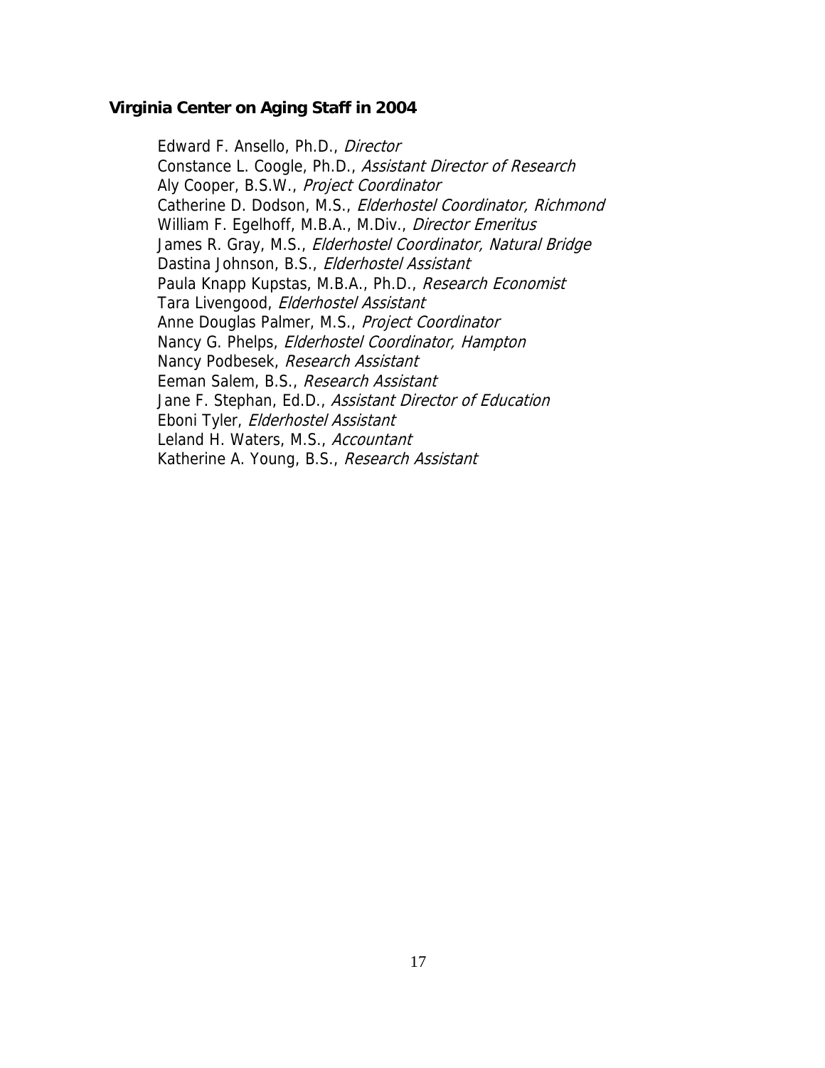### Virginia Center on Aging Staff in 2004

Edward F. Ansello, Ph.D., *Director*
Constance L. Coogle, Ph.D., *Assistant Director of Research*
Aly Cooper, B.S.W., *Project Coordinator*
Catherine D. Dodson, M.S., *Elderhostel Coordinator, Richmond*
William F. Egelhoff, M.B.A., M.Div., *Director Emeritus*
James R. Gray, M.S., *Elderhostel Coordinator, Natural Bridge*
Dastina Johnson, B.S., *Elderhostel Assistant*
Paula Knapp Kupstas, M.B.A., Ph.D., *Research Economist*
Tara Livengood, *Elderhostel Assistant*
Anne Douglas Palmer, M.S., *Project Coordinator*
Nancy G. Phelps, *Elderhostel Coordinator, Hampton*
Nancy Podbesek, *Research Assistant*
Eeman Salem, B.S., *Research Assistant*
Jane F. Stephan, Ed.D., *Assistant Director of Education*
Eboni Tyler, *Elderhostel Assistant*
Leland H. Waters, M.S., *Accountant*
Katherine A. Young, B.S., *Research Assistant*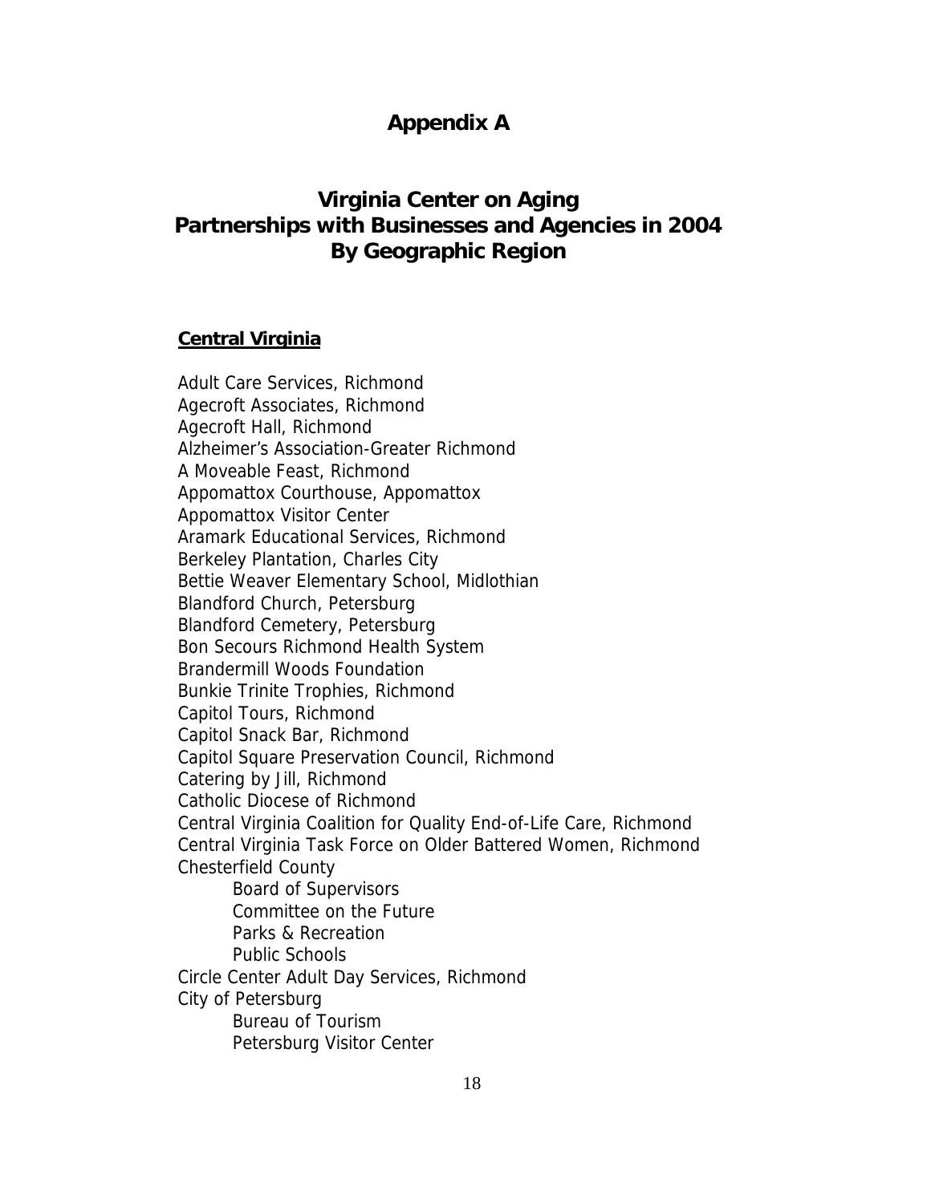# Appendix A

## Virginia Center on Aging
## Partnerships with Businesses and Agencies in 2004
## By Geographic Region

**Central Virginia**

Adult Care Services, Richmond
Agecroft Associates, Richmond
Agecroft Hall, Richmond
Alzheimer's Association-Greater Richmond
A Moveable Feast, Richmond
Appomattox Courthouse, Appomattox
Appomattox Visitor Center
Aramark Educational Services, Richmond
Berkeley Plantation, Charles City
Bettie Weaver Elementary School, Midlothian
Blandford Church, Petersburg
Blandford Cemetery, Petersburg
Bon Secours Richmond Health System
Brandermill Woods Foundation
Bunkie Trinite Trophies, Richmond
Capitol Tours, Richmond
Capitol Snack Bar, Richmond
Capitol Square Preservation Council, Richmond
Catering by Jill, Richmond
Catholic Diocese of Richmond
Central Virginia Coalition for Quality End-of-Life Care, Richmond
Central Virginia Task Force on Older Battered Women, Richmond
Chesterfield County
- Board of Supervisors
- Committee on the Future
- Parks & Recreation
- Public Schools

Circle Center Adult Day Services, Richmond
City of Petersburg
- Bureau of Tourism
- Petersburg Visitor Center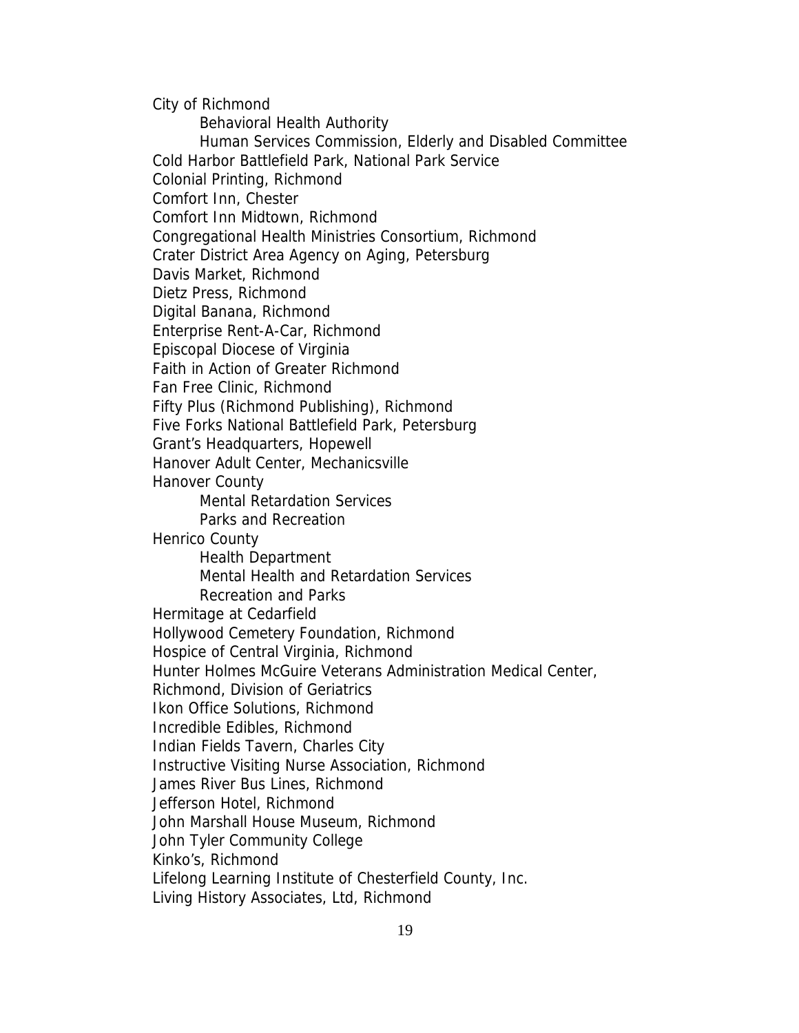City of Richmond

- Behavioral Health Authority
- Human Services Commission, Elderly and Disabled Committee

Cold Harbor Battlefield Park, National Park Service
Colonial Printing, Richmond
Comfort Inn, Chester
Comfort Inn Midtown, Richmond
Congregational Health Ministries Consortium, Richmond
Crater District Area Agency on Aging, Petersburg
Davis Market, Richmond
Dietz Press, Richmond
Digital Banana, Richmond
Enterprise Rent-A-Car, Richmond
Episcopal Diocese of Virginia
Faith in Action of Greater Richmond
Fan Free Clinic, Richmond
Fifty Plus (Richmond Publishing), Richmond
Five Forks National Battlefield Park, Petersburg
Grant's Headquarters, Hopewell
Hanover Adult Center, Mechanicsville
Hanover County

- Mental Retardation Services
- Parks and Recreation

Henrico County

- Health Department
- Mental Health and Retardation Services
- Recreation and Parks

Hermitage at Cedarfield
Hollywood Cemetery Foundation, Richmond
Hospice of Central Virginia, Richmond
Hunter Holmes McGuire Veterans Administration Medical Center, Richmond, Division of Geriatrics
Ikon Office Solutions, Richmond
Incredible Edibles, Richmond
Indian Fields Tavern, Charles City
Instructive Visiting Nurse Association, Richmond
James River Bus Lines, Richmond
Jefferson Hotel, Richmond
John Marshall House Museum, Richmond
John Tyler Community College
Kinko's, Richmond
Lifelong Learning Institute of Chesterfield County, Inc.
Living History Associates, Ltd, Richmond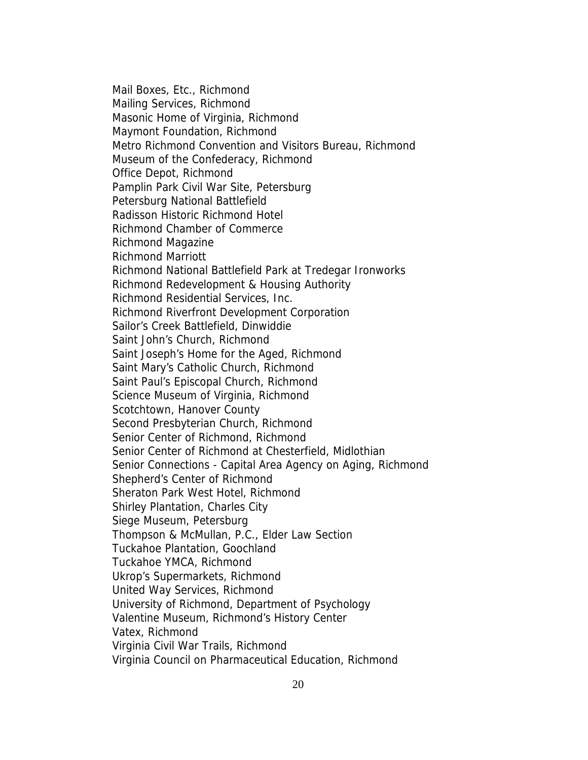Mail Boxes, Etc., Richmond
Mailing Services, Richmond
Masonic Home of Virginia, Richmond
Maymont Foundation, Richmond
Metro Richmond Convention and Visitors Bureau, Richmond
Museum of the Confederacy, Richmond
Office Depot, Richmond
Pamplin Park Civil War Site, Petersburg
Petersburg National Battlefield
Radisson Historic Richmond Hotel
Richmond Chamber of Commerce
Richmond Magazine
Richmond Marriott
Richmond National Battlefield Park at Tredegar Ironworks
Richmond Redevelopment & Housing Authority
Richmond Residential Services, Inc.
Richmond Riverfront Development Corporation
Sailor's Creek Battlefield, Dinwiddie
Saint John's Church, Richmond
Saint Joseph's Home for the Aged, Richmond
Saint Mary's Catholic Church, Richmond
Saint Paul's Episcopal Church, Richmond
Science Museum of Virginia, Richmond
Scotchtown, Hanover County
Second Presbyterian Church, Richmond
Senior Center of Richmond, Richmond
Senior Center of Richmond at Chesterfield, Midlothian
Senior Connections - Capital Area Agency on Aging, Richmond
Shepherd's Center of Richmond
Sheraton Park West Hotel, Richmond
Shirley Plantation, Charles City
Siege Museum, Petersburg
Thompson & McMullan, P.C., Elder Law Section
Tuckahoe Plantation, Goochland
Tuckahoe YMCA, Richmond
Ukrop's Supermarkets, Richmond
United Way Services, Richmond
University of Richmond, Department of Psychology
Valentine Museum, Richmond's History Center
Vatex, Richmond
Virginia Civil War Trails, Richmond
Virginia Council on Pharmaceutical Education, Richmond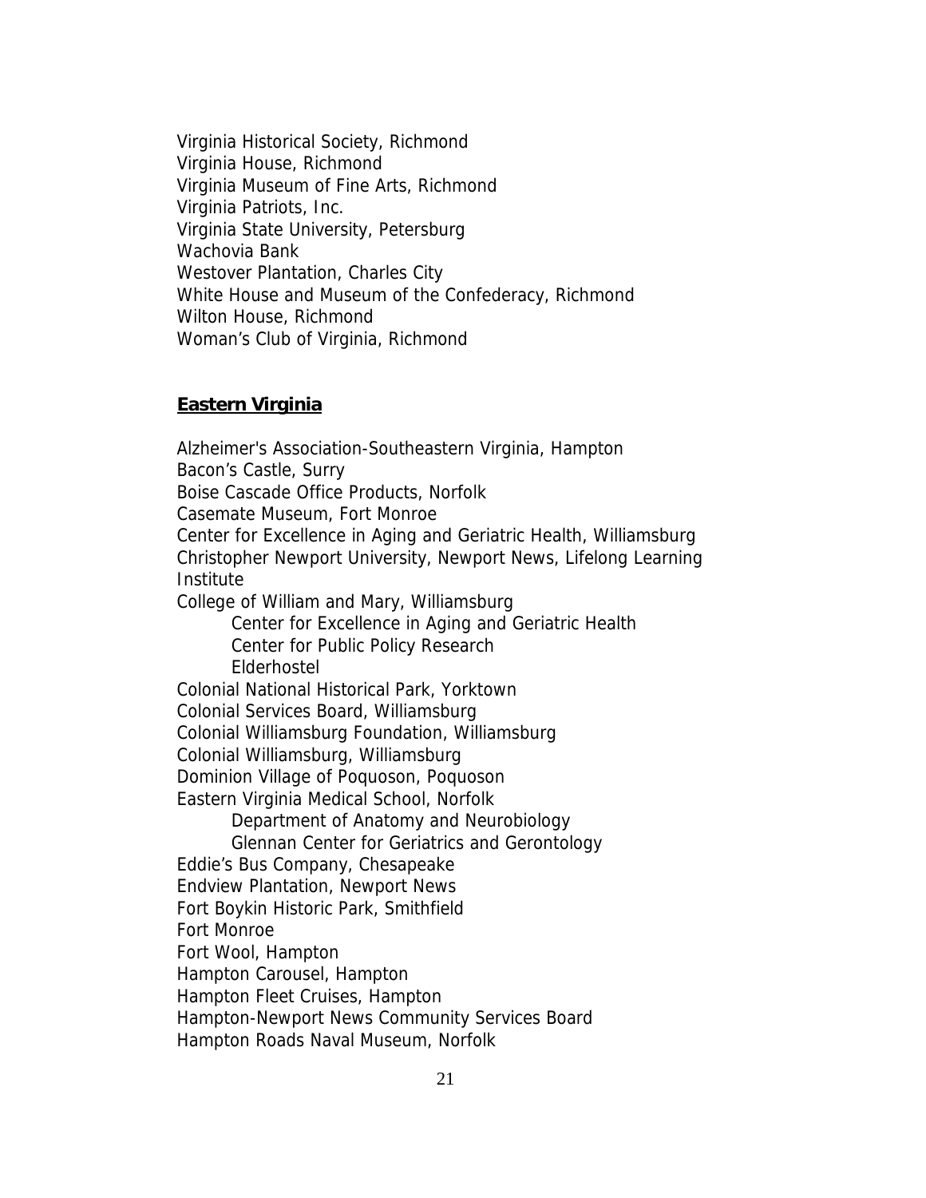Virginia Historical Society, Richmond
Virginia House, Richmond
Virginia Museum of Fine Arts, Richmond
Virginia Patriots, Inc.
Virginia State University, Petersburg
Wachovia Bank
Westover Plantation, Charles City
White House and Museum of the Confederacy, Richmond
Wilton House, Richmond
Woman's Club of Virginia, Richmond

## **Eastern Virginia**

Alzheimer's Association-Southeastern Virginia, Hampton
Bacon's Castle, Surry
Boise Cascade Office Products, Norfolk
Casemate Museum, Fort Monroe
Center for Excellence in Aging and Geriatric Health, Williamsburg
Christopher Newport University, Newport News, Lifelong Learning Institute
College of William and Mary, Williamsburg
- Center for Excellence in Aging and Geriatric Health
- Center for Public Policy Research
- Elderhostel

Colonial National Historical Park, Yorktown
Colonial Services Board, Williamsburg
Colonial Williamsburg Foundation, Williamsburg
Colonial Williamsburg, Williamsburg
Dominion Village of Poquoson, Poquoson
Eastern Virginia Medical School, Norfolk
- Department of Anatomy and Neurobiology
- Glennan Center for Geriatrics and Gerontology

Eddie's Bus Company, Chesapeake
Endview Plantation, Newport News
Fort Boykin Historic Park, Smithfield
Fort Monroe
Fort Wool, Hampton
Hampton Carousel, Hampton
Hampton Fleet Cruises, Hampton
Hampton-Newport News Community Services Board
Hampton Roads Naval Museum, Norfolk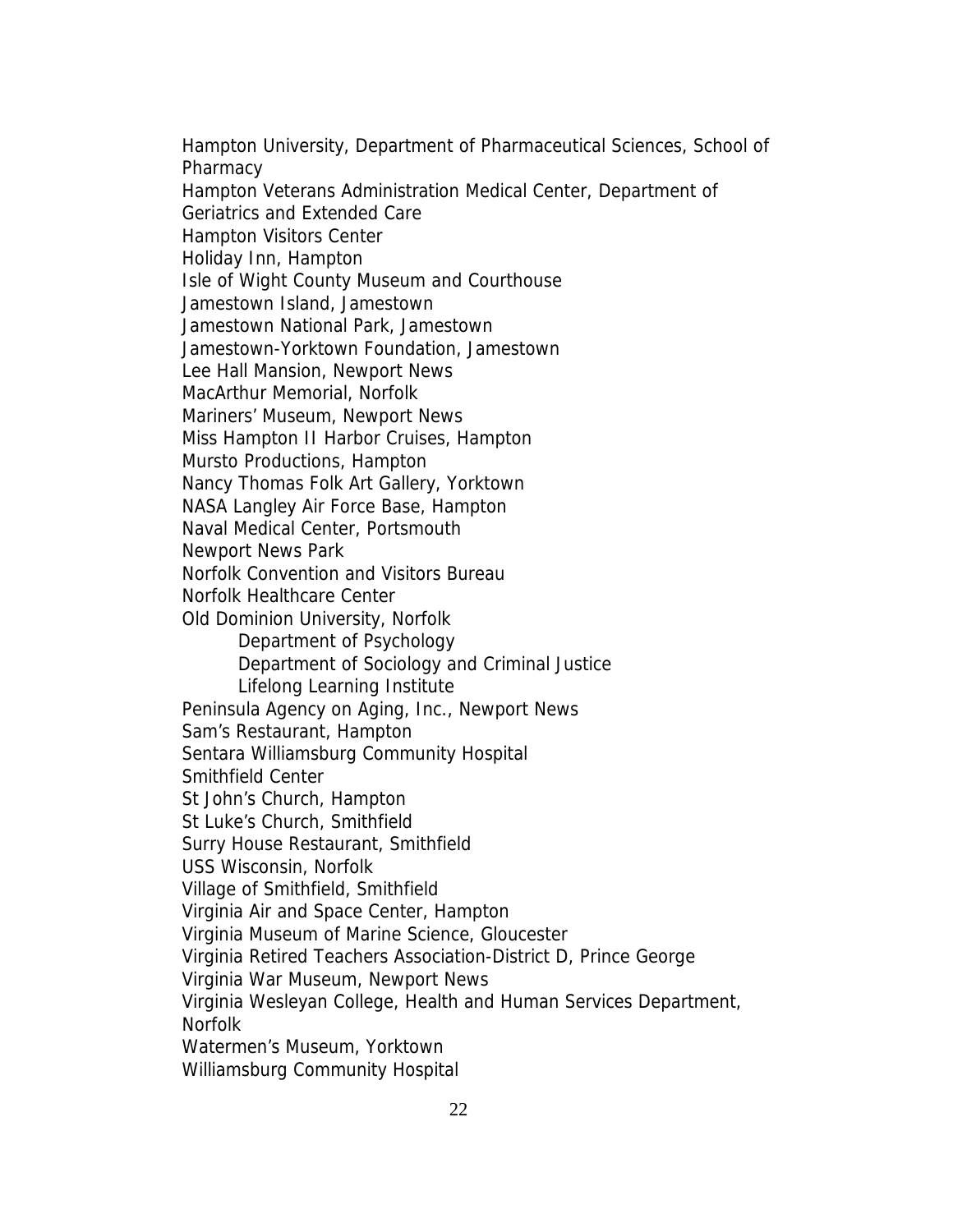Hampton University, Department of Pharmaceutical Sciences, School of Pharmacy
Hampton Veterans Administration Medical Center, Department of Geriatrics and Extended Care
Hampton Visitors Center
Holiday Inn, Hampton
Isle of Wight County Museum and Courthouse
Jamestown Island, Jamestown
Jamestown National Park, Jamestown
Jamestown-Yorktown Foundation, Jamestown
Lee Hall Mansion, Newport News
MacArthur Memorial, Norfolk
Mariners' Museum, Newport News
Miss Hampton II Harbor Cruises, Hampton
Mursto Productions, Hampton
Nancy Thomas Folk Art Gallery, Yorktown
NASA Langley Air Force Base, Hampton
Naval Medical Center, Portsmouth
Newport News Park
Norfolk Convention and Visitors Bureau
Norfolk Healthcare Center
Old Dominion University, Norfolk
- Department of Psychology
- Department of Sociology and Criminal Justice
- Lifelong Learning Institute

Peninsula Agency on Aging, Inc., Newport News
Sam's Restaurant, Hampton
Sentara Williamsburg Community Hospital
Smithfield Center
St John's Church, Hampton
St Luke's Church, Smithfield
Surry House Restaurant, Smithfield
USS Wisconsin, Norfolk
Village of Smithfield, Smithfield
Virginia Air and Space Center, Hampton
Virginia Museum of Marine Science, Gloucester
Virginia Retired Teachers Association-District D, Prince George
Virginia War Museum, Newport News
Virginia Wesleyan College, Health and Human Services Department, Norfolk
Watermen's Museum, Yorktown
Williamsburg Community Hospital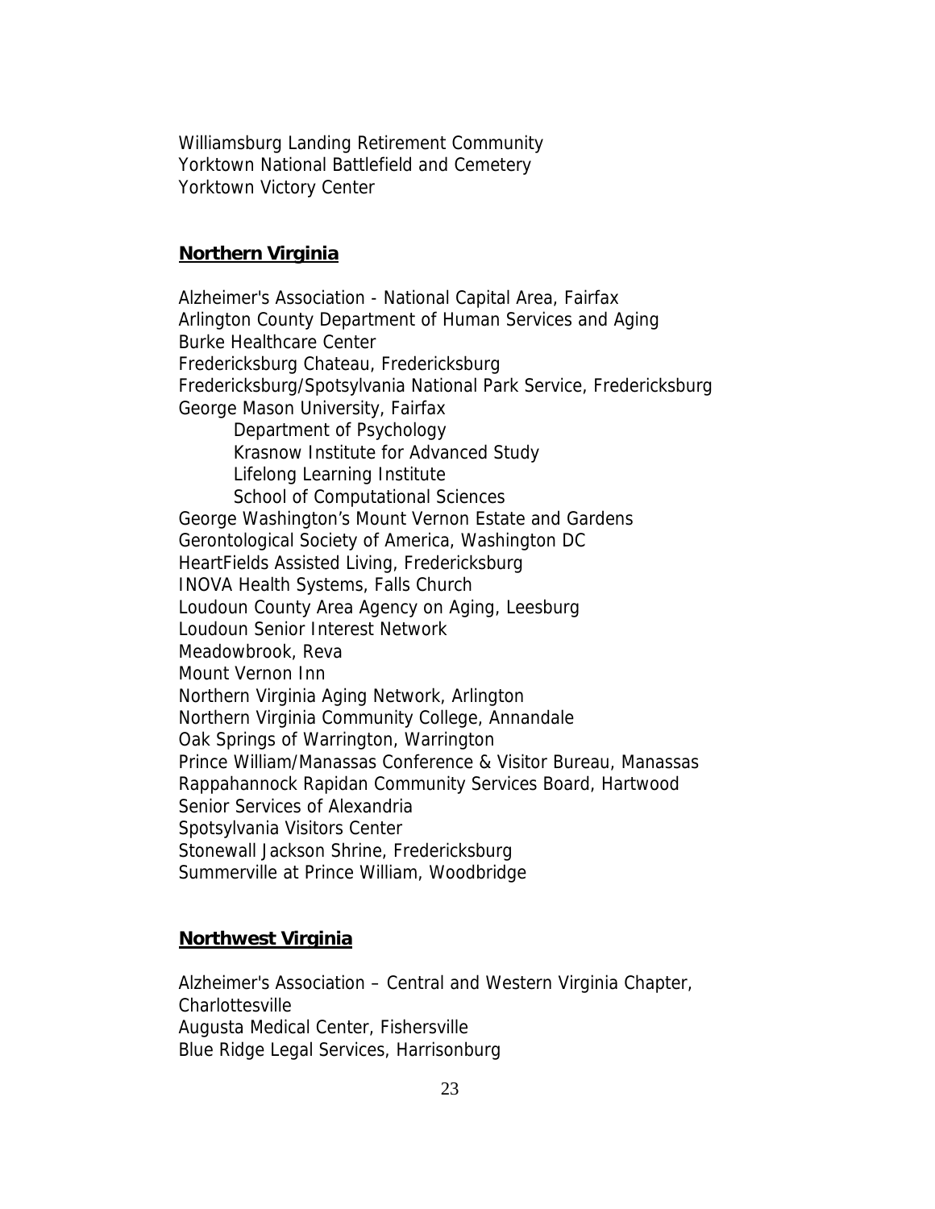Williamsburg Landing Retirement Community
Yorktown National Battlefield and Cemetery
Yorktown Victory Center

## Northern Virginia

Alzheimer's Association - National Capital Area, Fairfax
Arlington County Department of Human Services and Aging
Burke Healthcare Center
Fredericksburg Chateau, Fredericksburg
Fredericksburg/Spotsylvania National Park Service, Fredericksburg
George Mason University, Fairfax
- Department of Psychology
- Krasnow Institute for Advanced Study
- Lifelong Learning Institute
- School of Computational Sciences

George Washington's Mount Vernon Estate and Gardens
Gerontological Society of America, Washington DC
HeartFields Assisted Living, Fredericksburg
INOVA Health Systems, Falls Church
Loudoun County Area Agency on Aging, Leesburg
Loudoun Senior Interest Network
Meadowbrook, Reva
Mount Vernon Inn
Northern Virginia Aging Network, Arlington
Northern Virginia Community College, Annandale
Oak Springs of Warrington, Warrington
Prince William/Manassas Conference & Visitor Bureau, Manassas
Rappahannock Rapidan Community Services Board, Hartwood
Senior Services of Alexandria
Spotsylvania Visitors Center
Stonewall Jackson Shrine, Fredericksburg
Summerville at Prince William, Woodbridge

## Northwest Virginia

Alzheimer's Association – Central and Western Virginia Chapter, Charlottesville
Augusta Medical Center, Fishersville
Blue Ridge Legal Services, Harrisonburg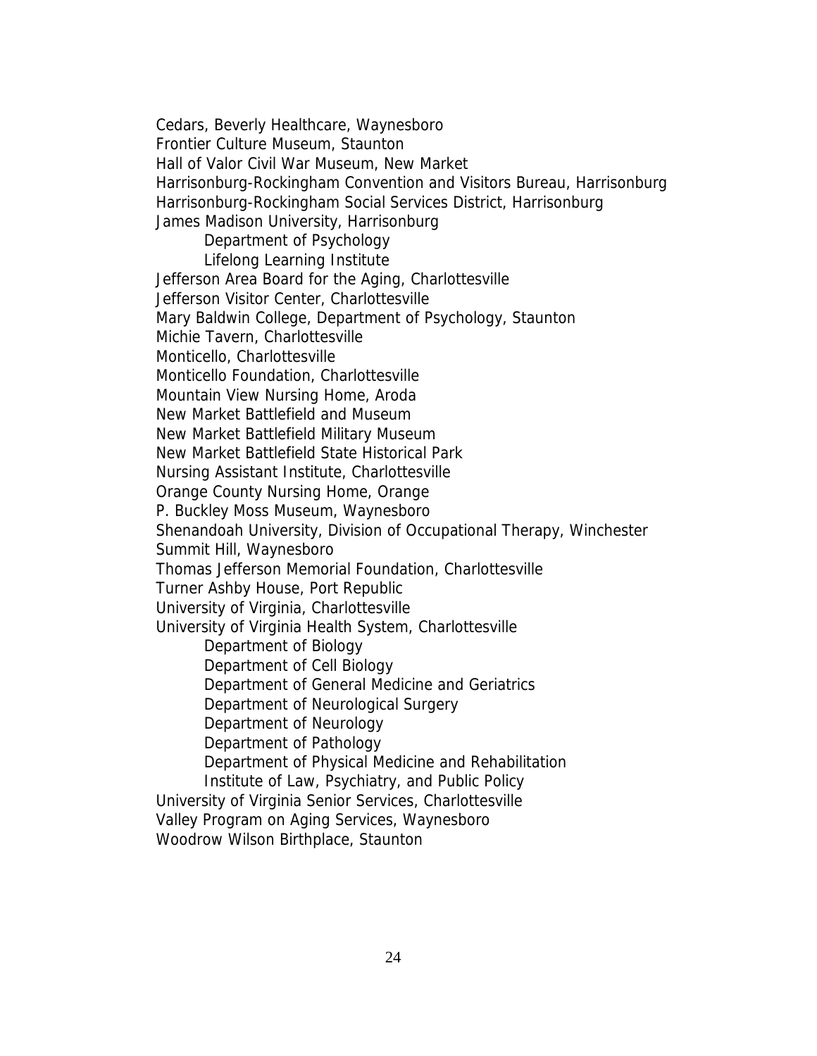Cedars, Beverly Healthcare, Waynesboro
Frontier Culture Museum, Staunton
Hall of Valor Civil War Museum, New Market
Harrisonburg-Rockingham Convention and Visitors Bureau, Harrisonburg
Harrisonburg-Rockingham Social Services District, Harrisonburg
James Madison University, Harrisonburg
- Department of Psychology
- Lifelong Learning Institute

Jefferson Area Board for the Aging, Charlottesville
Jefferson Visitor Center, Charlottesville
Mary Baldwin College, Department of Psychology, Staunton
Michie Tavern, Charlottesville
Monticello, Charlottesville
Monticello Foundation, Charlottesville
Mountain View Nursing Home, Aroda
New Market Battlefield and Museum
New Market Battlefield Military Museum
New Market Battlefield State Historical Park
Nursing Assistant Institute, Charlottesville
Orange County Nursing Home, Orange
P. Buckley Moss Museum, Waynesboro
Shenandoah University, Division of Occupational Therapy, Winchester
Summit Hill, Waynesboro
Thomas Jefferson Memorial Foundation, Charlottesville
Turner Ashby House, Port Republic
University of Virginia, Charlottesville
University of Virginia Health System, Charlottesville
- Department of Biology
- Department of Cell Biology
- Department of General Medicine and Geriatrics
- Department of Neurological Surgery
- Department of Neurology
- Department of Pathology
- Department of Physical Medicine and Rehabilitation
- Institute of Law, Psychiatry, and Public Policy

University of Virginia Senior Services, Charlottesville
Valley Program on Aging Services, Waynesboro
Woodrow Wilson Birthplace, Staunton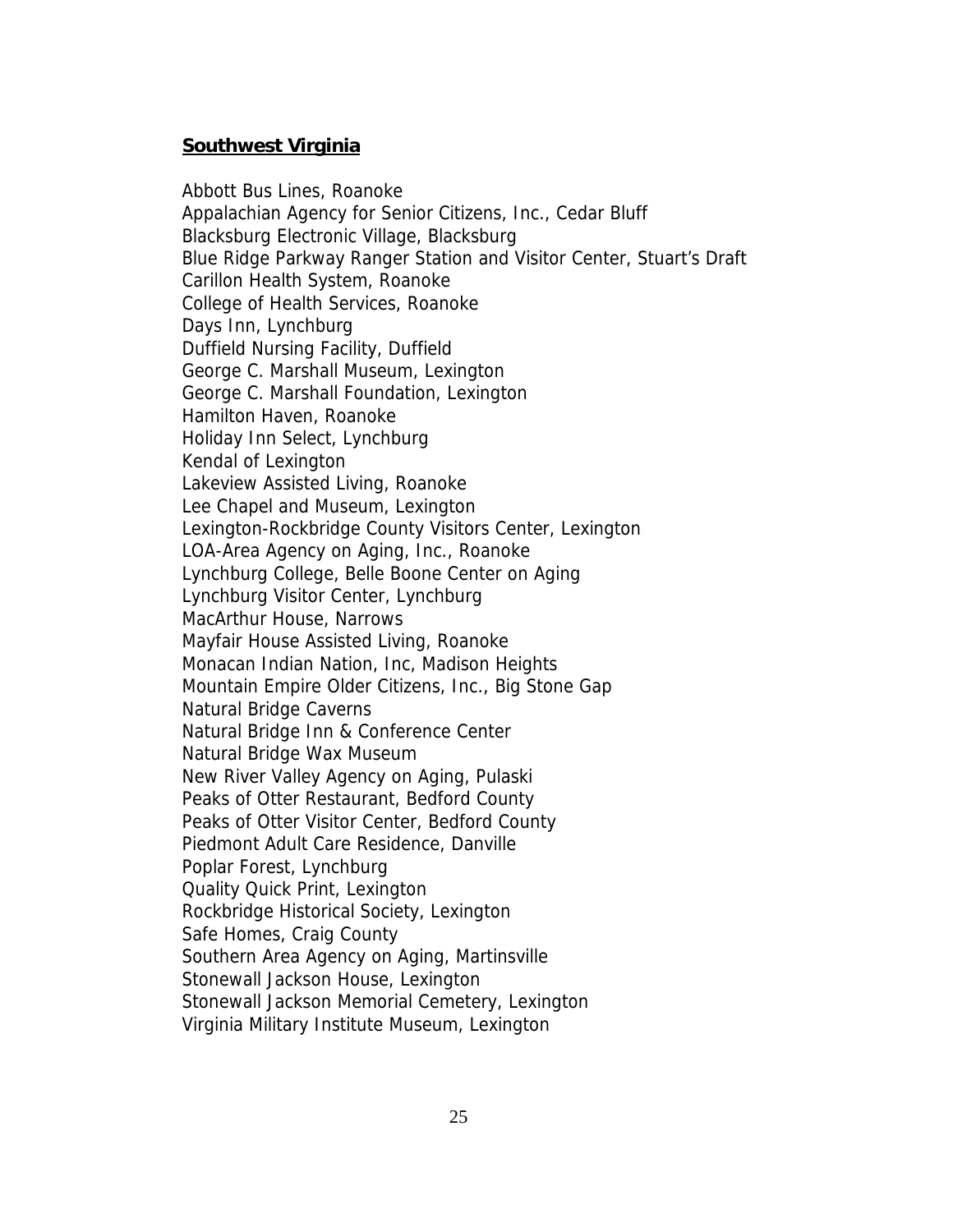**Southwest Virginia**

Abbott Bus Lines, Roanoke
Appalachian Agency for Senior Citizens, Inc., Cedar Bluff
Blacksburg Electronic Village, Blacksburg
Blue Ridge Parkway Ranger Station and Visitor Center, Stuart's Draft
Carillon Health System, Roanoke
College of Health Services, Roanoke
Days Inn, Lynchburg
Duffield Nursing Facility, Duffield
George C. Marshall Museum, Lexington
George C. Marshall Foundation, Lexington
Hamilton Haven, Roanoke
Holiday Inn Select, Lynchburg
Kendal of Lexington
Lakeview Assisted Living, Roanoke
Lee Chapel and Museum, Lexington
Lexington-Rockbridge County Visitors Center, Lexington
LOA-Area Agency on Aging, Inc., Roanoke
Lynchburg College, Belle Boone Center on Aging
Lynchburg Visitor Center, Lynchburg
MacArthur House, Narrows
Mayfair House Assisted Living, Roanoke
Monacan Indian Nation, Inc, Madison Heights
Mountain Empire Older Citizens, Inc., Big Stone Gap
Natural Bridge Caverns
Natural Bridge Inn & Conference Center
Natural Bridge Wax Museum
New River Valley Agency on Aging, Pulaski
Peaks of Otter Restaurant, Bedford County
Peaks of Otter Visitor Center, Bedford County
Piedmont Adult Care Residence, Danville
Poplar Forest, Lynchburg
Quality Quick Print, Lexington
Rockbridge Historical Society, Lexington
Safe Homes, Craig County
Southern Area Agency on Aging, Martinsville
Stonewall Jackson House, Lexington
Stonewall Jackson Memorial Cemetery, Lexington
Virginia Military Institute Museum, Lexington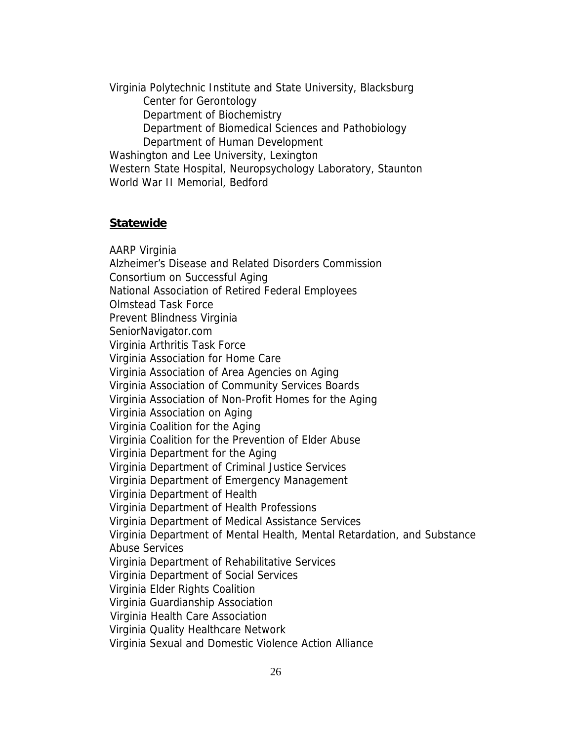Virginia Polytechnic Institute and State University, Blacksburg

- Center for Gerontology
- Department of Biochemistry
- Department of Biomedical Sciences and Pathobiology
- Department of Human Development

Washington and Lee University, Lexington
Western State Hospital, Neuropsychology Laboratory, Staunton
World War II Memorial, Bedford

## Statewide

AARP Virginia
Alzheimer's Disease and Related Disorders Commission
Consortium on Successful Aging
National Association of Retired Federal Employees
Olmstead Task Force
Prevent Blindness Virginia
SeniorNavigator.com
Virginia Arthritis Task Force
Virginia Association for Home Care
Virginia Association of Area Agencies on Aging
Virginia Association of Community Services Boards
Virginia Association of Non-Profit Homes for the Aging
Virginia Association on Aging
Virginia Coalition for the Aging
Virginia Coalition for the Prevention of Elder Abuse
Virginia Department for the Aging
Virginia Department of Criminal Justice Services
Virginia Department of Emergency Management
Virginia Department of Health
Virginia Department of Health Professions
Virginia Department of Medical Assistance Services
Virginia Department of Mental Health, Mental Retardation, and Substance Abuse Services
Virginia Department of Rehabilitative Services
Virginia Department of Social Services
Virginia Elder Rights Coalition
Virginia Guardianship Association
Virginia Health Care Association
Virginia Quality Healthcare Network
Virginia Sexual and Domestic Violence Action Alliance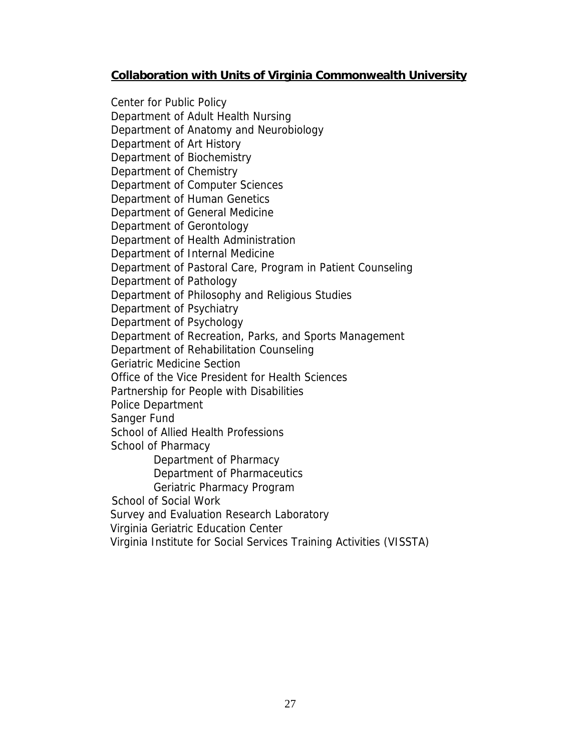## Collaboration with Units of Virginia Commonwealth University

Center for Public Policy
Department of Adult Health Nursing
Department of Anatomy and Neurobiology
Department of Art History
Department of Biochemistry
Department of Chemistry
Department of Computer Sciences
Department of Human Genetics
Department of General Medicine
Department of Gerontology
Department of Health Administration
Department of Internal Medicine
Department of Pastoral Care, Program in Patient Counseling
Department of Pathology
Department of Philosophy and Religious Studies
Department of Psychiatry
Department of Psychology
Department of Recreation, Parks, and Sports Management
Department of Rehabilitation Counseling
Geriatric Medicine Section
Office of the Vice President for Health Sciences
Partnership for People with Disabilities
Police Department
Sanger Fund
School of Allied Health Professions
School of Pharmacy
- Department of Pharmacy
- Department of Pharmaceutics
- Geriatric Pharmacy Program

School of Social Work
Survey and Evaluation Research Laboratory
Virginia Geriatric Education Center
Virginia Institute for Social Services Training Activities (VISSTA)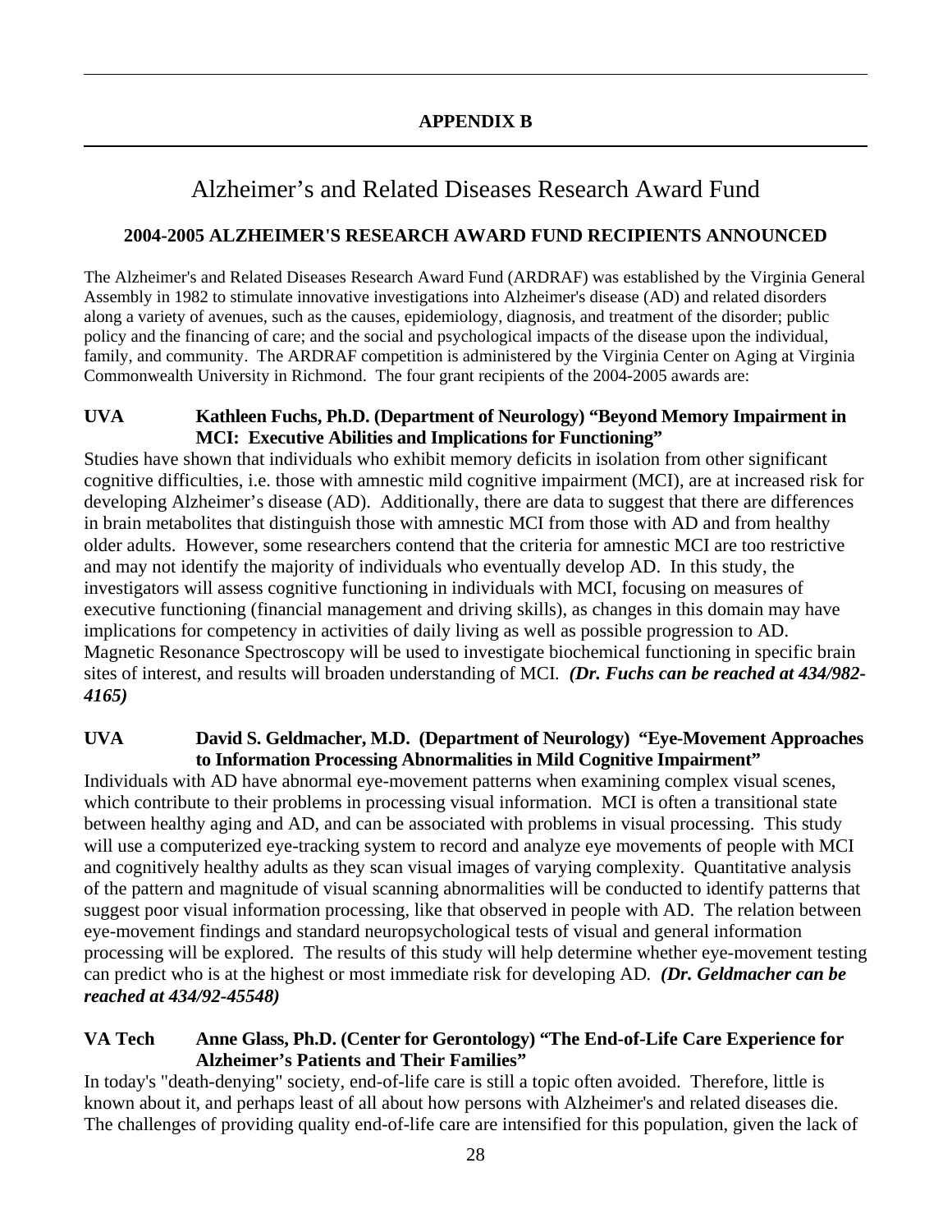## APPENDIX B

# Alzheimer's and Related Diseases Research Award Fund

### 2004-2005 ALZHEIMER'S RESEARCH AWARD FUND RECIPIENTS ANNOUNCED

The Alzheimer's and Related Diseases Research Award Fund (ARDRAF) was established by the Virginia General Assembly in 1982 to stimulate innovative investigations into Alzheimer's disease (AD) and related disorders along a variety of avenues, such as the causes, epidemiology, diagnosis, and treatment of the disorder; public policy and the financing of care; and the social and psychological impacts of the disease upon the individual, family, and community. The ARDRAF competition is administered by the Virginia Center on Aging at Virginia Commonwealth University in Richmond. The four grant recipients of the 2004-2005 awards are:

**UVA Kathleen Fuchs, Ph.D. (Department of Neurology) "Beyond Memory Impairment in MCI: Executive Abilities and Implications for Functioning"**

Studies have shown that individuals who exhibit memory deficits in isolation from other significant cognitive difficulties, i.e. those with amnestic mild cognitive impairment (MCI), are at increased risk for developing Alzheimer's disease (AD). Additionally, there are data to suggest that there are differences in brain metabolites that distinguish those with amnestic MCI from those with AD and from healthy older adults. However, some researchers contend that the criteria for amnestic MCI are too restrictive and may not identify the majority of individuals who eventually develop AD. In this study, the investigators will assess cognitive functioning in individuals with MCI, focusing on measures of executive functioning (financial management and driving skills), as changes in this domain may have implications for competency in activities of daily living as well as possible progression to AD. Magnetic Resonance Spectroscopy will be used to investigate biochemical functioning in specific brain sites of interest, and results will broaden understanding of MCI. ***(Dr. Fuchs can be reached at 434/982-4165)***

**UVA David S. Geldmacher, M.D. (Department of Neurology) "Eye-Movement Approaches to Information Processing Abnormalities in Mild Cognitive Impairment"**

Individuals with AD have abnormal eye-movement patterns when examining complex visual scenes, which contribute to their problems in processing visual information. MCI is often a transitional state between healthy aging and AD, and can be associated with problems in visual processing. This study will use a computerized eye-tracking system to record and analyze eye movements of people with MCI and cognitively healthy adults as they scan visual images of varying complexity. Quantitative analysis of the pattern and magnitude of visual scanning abnormalities will be conducted to identify patterns that suggest poor visual information processing, like that observed in people with AD. The relation between eye-movement findings and standard neuropsychological tests of visual and general information processing will be explored. The results of this study will help determine whether eye-movement testing can predict who is at the highest or most immediate risk for developing AD. ***(Dr. Geldmacher can be reached at 434/92-45548)***

**VA Tech Anne Glass, Ph.D. (Center for Gerontology) "The End-of-Life Care Experience for Alzheimer's Patients and Their Families"**

In today's "death-denying" society, end-of-life care is still a topic often avoided. Therefore, little is known about it, and perhaps least of all about how persons with Alzheimer's and related diseases die. The challenges of providing quality end-of-life care are intensified for this population, given the lack of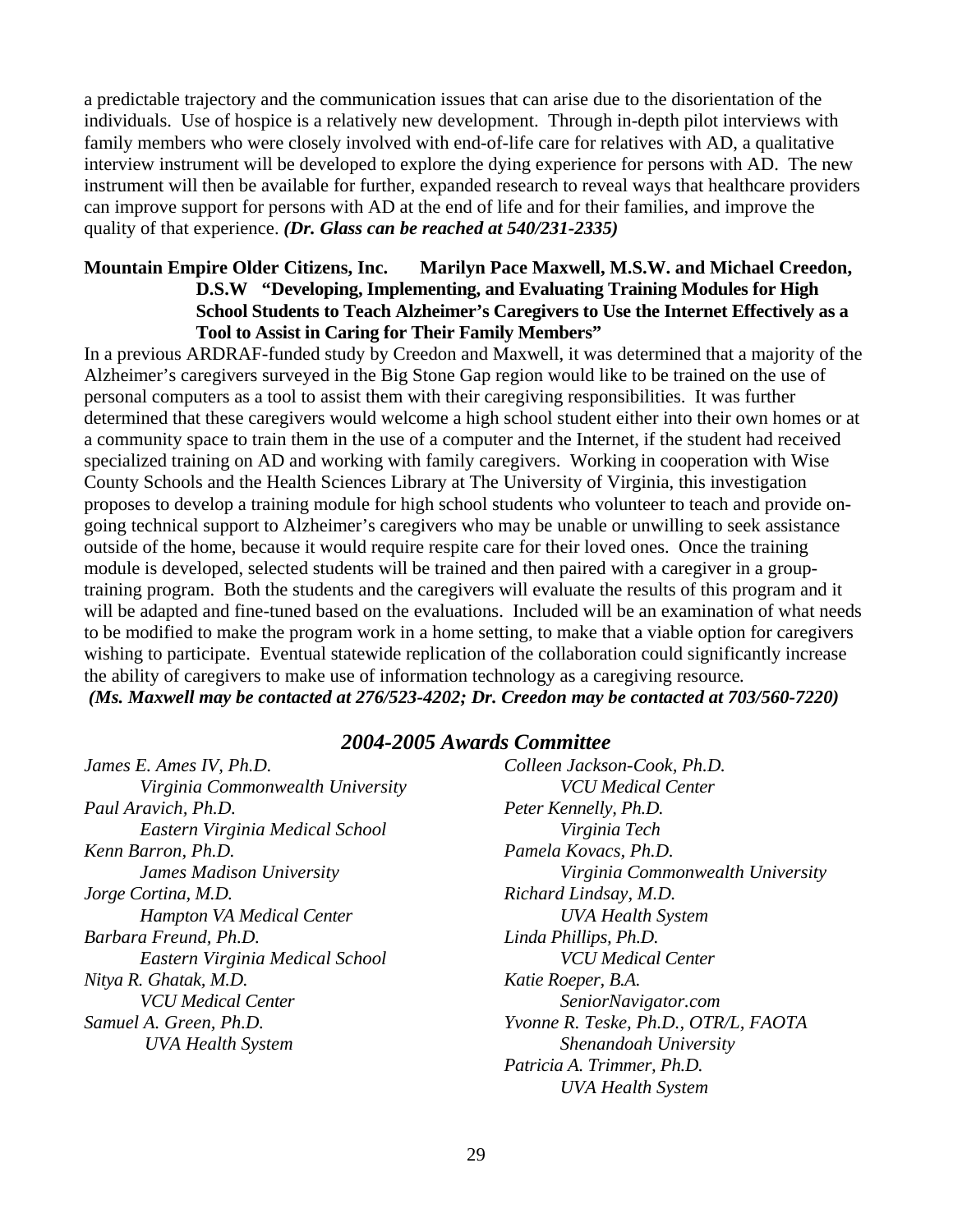a predictable trajectory and the communication issues that can arise due to the disorientation of the individuals. Use of hospice is a relatively new development. Through in-depth pilot interviews with family members who were closely involved with end-of-life care for relatives with AD, a qualitative interview instrument will be developed to explore the dying experience for persons with AD. The new instrument will then be available for further, expanded research to reveal ways that healthcare providers can improve support for persons with AD at the end of life and for their families, and improve the quality of that experience. ***(Dr. Glass can be reached at 540/231-2335)***

**Mountain Empire Older Citizens, Inc. Marilyn Pace Maxwell, M.S.W. and Michael Creedon, D.S.W "Developing, Implementing, and Evaluating Training Modules for High School Students to Teach Alzheimer's Caregivers to Use the Internet Effectively as a Tool to Assist in Caring for Their Family Members"**

In a previous ARDRAF-funded study by Creedon and Maxwell, it was determined that a majority of the Alzheimer's caregivers surveyed in the Big Stone Gap region would like to be trained on the use of personal computers as a tool to assist them with their caregiving responsibilities. It was further determined that these caregivers would welcome a high school student either into their own homes or at a community space to train them in the use of a computer and the Internet, if the student had received specialized training on AD and working with family caregivers. Working in cooperation with Wise County Schools and the Health Sciences Library at The University of Virginia, this investigation proposes to develop a training module for high school students who volunteer to teach and provide on-going technical support to Alzheimer's caregivers who may be unable or unwilling to seek assistance outside of the home, because it would require respite care for their loved ones. Once the training module is developed, selected students will be trained and then paired with a caregiver in a group-training program. Both the students and the caregivers will evaluate the results of this program and it will be adapted and fine-tuned based on the evaluations. Included will be an examination of what needs to be modified to make the program work in a home setting, to make that a viable option for caregivers wishing to participate. Eventual statewide replication of the collaboration could significantly increase the ability of caregivers to make use of information technology as a caregiving resource.
***(Ms. Maxwell may be contacted at 276/523-4202; Dr. Creedon may be contacted at 703/560-7220)***

## *2004-2005 Awards Committee*

*James E. Ames IV, Ph.D.*
*Virginia Commonwealth University*

*Paul Aravich, Ph.D.*
*Eastern Virginia Medical School*

*Kenn Barron, Ph.D.*
*James Madison University*

*Jorge Cortina, M.D.*
*Hampton VA Medical Center*

*Barbara Freund, Ph.D.*
*Eastern Virginia Medical School*

*Nitya R. Ghatak, M.D.*
*VCU Medical Center*

*Samuel A. Green, Ph.D.*
*UVA Health System*

*Colleen Jackson-Cook, Ph.D.*
*VCU Medical Center*

*Peter Kennelly, Ph.D.*
*Virginia Tech*

*Pamela Kovacs, Ph.D.*
*Virginia Commonwealth University*

*Richard Lindsay, M.D.*
*UVA Health System*

*Linda Phillips, Ph.D.*
*VCU Medical Center*

*Katie Roeper, B.A.*
*SeniorNavigator.com*

*Yvonne R. Teske, Ph.D., OTR/L, FAOTA*
*Shenandoah University*

*Patricia A. Trimmer, Ph.D.*
*UVA Health System*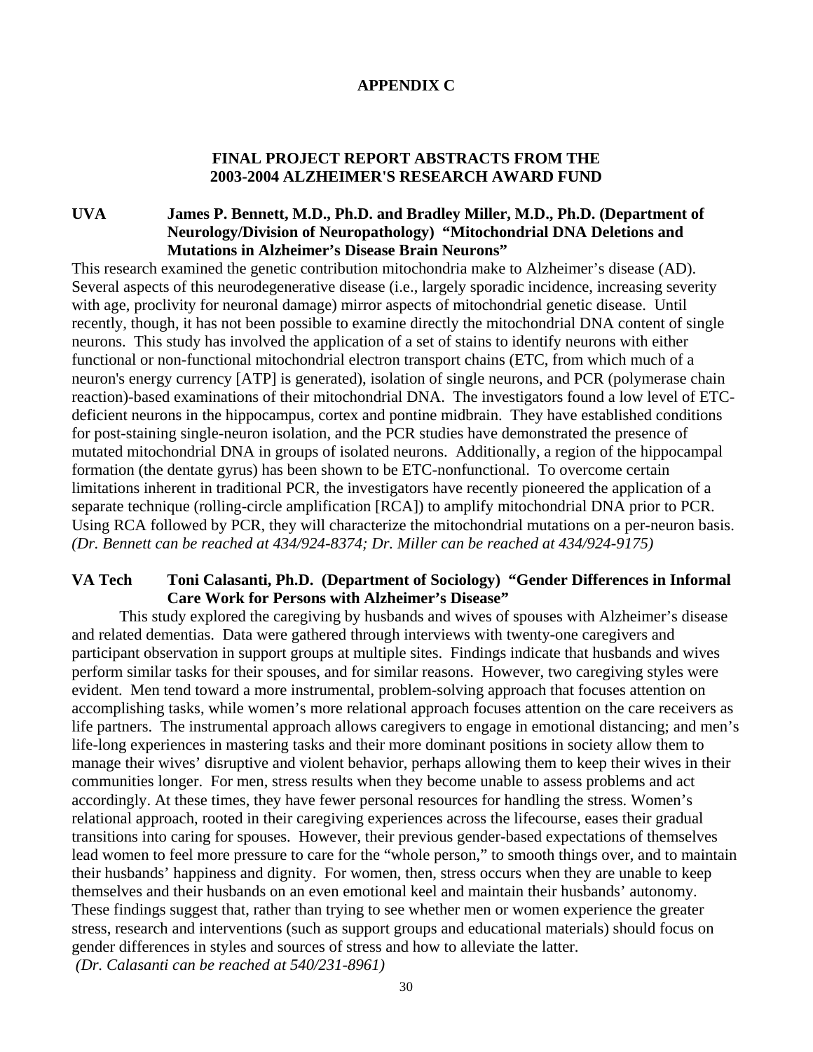# APPENDIX C

## FINAL PROJECT REPORT ABSTRACTS FROM THE 2003-2004 ALZHEIMER'S RESEARCH AWARD FUND

**UVA James P. Bennett, M.D., Ph.D. and Bradley Miller, M.D., Ph.D. (Department of Neurology/Division of Neuropathology) "Mitochondrial DNA Deletions and Mutations in Alzheimer's Disease Brain Neurons"**

This research examined the genetic contribution mitochondria make to Alzheimer's disease (AD). Several aspects of this neurodegenerative disease (i.e., largely sporadic incidence, increasing severity with age, proclivity for neuronal damage) mirror aspects of mitochondrial genetic disease. Until recently, though, it has not been possible to examine directly the mitochondrial DNA content of single neurons. This study has involved the application of a set of stains to identify neurons with either functional or non-functional mitochondrial electron transport chains (ETC, from which much of a neuron's energy currency [ATP] is generated), isolation of single neurons, and PCR (polymerase chain reaction)-based examinations of their mitochondrial DNA. The investigators found a low level of ETC-deficient neurons in the hippocampus, cortex and pontine midbrain. They have established conditions for post-staining single-neuron isolation, and the PCR studies have demonstrated the presence of mutated mitochondrial DNA in groups of isolated neurons. Additionally, a region of the hippocampal formation (the dentate gyrus) has been shown to be ETC-nonfunctional. To overcome certain limitations inherent in traditional PCR, the investigators have recently pioneered the application of a separate technique (rolling-circle amplification [RCA]) to amplify mitochondrial DNA prior to PCR. Using RCA followed by PCR, they will characterize the mitochondrial mutations on a per-neuron basis. *(Dr. Bennett can be reached at 434/924-8374; Dr. Miller can be reached at 434/924-9175)*

**VA Tech Toni Calasanti, Ph.D. (Department of Sociology) "Gender Differences in Informal Care Work for Persons with Alzheimer's Disease"**

This study explored the caregiving by husbands and wives of spouses with Alzheimer's disease and related dementias. Data were gathered through interviews with twenty-one caregivers and participant observation in support groups at multiple sites. Findings indicate that husbands and wives perform similar tasks for their spouses, and for similar reasons. However, two caregiving styles were evident. Men tend toward a more instrumental, problem-solving approach that focuses attention on accomplishing tasks, while women's more relational approach focuses attention on the care receivers as life partners. The instrumental approach allows caregivers to engage in emotional distancing; and men's life-long experiences in mastering tasks and their more dominant positions in society allow them to manage their wives' disruptive and violent behavior, perhaps allowing them to keep their wives in their communities longer. For men, stress results when they become unable to assess problems and act accordingly. At these times, they have fewer personal resources for handling the stress. Women's relational approach, rooted in their caregiving experiences across the lifecourse, eases their gradual transitions into caring for spouses. However, their previous gender-based expectations of themselves lead women to feel more pressure to care for the "whole person," to smooth things over, and to maintain their husbands' happiness and dignity. For women, then, stress occurs when they are unable to keep themselves and their husbands on an even emotional keel and maintain their husbands' autonomy. These findings suggest that, rather than trying to see whether men or women experience the greater stress, research and interventions (such as support groups and educational materials) should focus on gender differences in styles and sources of stress and how to alleviate the latter.
*(Dr. Calasanti can be reached at 540/231-8961)*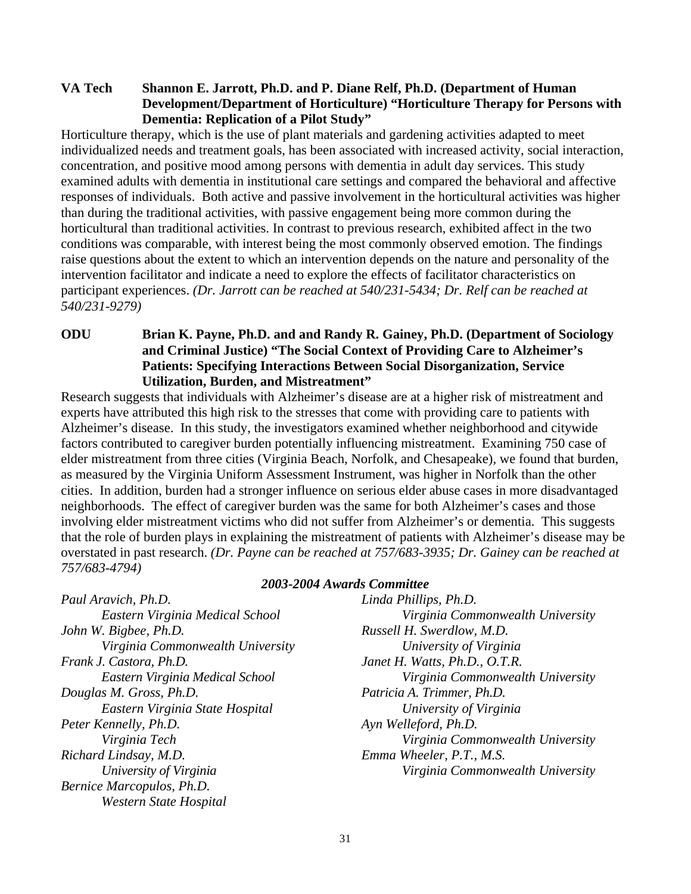**VA Tech Shannon E. Jarrott, Ph.D. and P. Diane Relf, Ph.D. (Department of Human Development/Department of Horticulture) "Horticulture Therapy for Persons with Dementia: Replication of a Pilot Study"**

Horticulture therapy, which is the use of plant materials and gardening activities adapted to meet individualized needs and treatment goals, has been associated with increased activity, social interaction, concentration, and positive mood among persons with dementia in adult day services. This study examined adults with dementia in institutional care settings and compared the behavioral and affective responses of individuals. Both active and passive involvement in the horticultural activities was higher than during the traditional activities, with passive engagement being more common during the horticultural than traditional activities. In contrast to previous research, exhibited affect in the two conditions was comparable, with interest being the most commonly observed emotion. The findings raise questions about the extent to which an intervention depends on the nature and personality of the intervention facilitator and indicate a need to explore the effects of facilitator characteristics on participant experiences. *(Dr. Jarrott can be reached at 540/231-5434; Dr. Relf can be reached at 540/231-9279)*

**ODU Brian K. Payne, Ph.D. and and Randy R. Gainey, Ph.D. (Department of Sociology and Criminal Justice) "The Social Context of Providing Care to Alzheimer's Patients: Specifying Interactions Between Social Disorganization, Service Utilization, Burden, and Mistreatment"**

Research suggests that individuals with Alzheimer's disease are at a higher risk of mistreatment and experts have attributed this high risk to the stresses that come with providing care to patients with Alzheimer's disease. In this study, the investigators examined whether neighborhood and citywide factors contributed to caregiver burden potentially influencing mistreatment. Examining 750 case of elder mistreatment from three cities (Virginia Beach, Norfolk, and Chesapeake), we found that burden, as measured by the Virginia Uniform Assessment Instrument, was higher in Norfolk than the other cities. In addition, burden had a stronger influence on serious elder abuse cases in more disadvantaged neighborhoods. The effect of caregiver burden was the same for both Alzheimer's cases and those involving elder mistreatment victims who did not suffer from Alzheimer's or dementia. This suggests that the role of burden plays in explaining the mistreatment of patients with Alzheimer's disease may be overstated in past research. *(Dr. Payne can be reached at 757/683-3935; Dr. Gainey can be reached at 757/683-4794)*

***2003-2004 Awards Committee***

*Paul Aravich, Ph.D.*
*Eastern Virginia Medical School*

*John W. Bigbee, Ph.D.*
*Virginia Commonwealth University*

*Frank J. Castora, Ph.D.*
*Eastern Virginia Medical School*

*Douglas M. Gross, Ph.D.*
*Eastern Virginia State Hospital*

*Peter Kennelly, Ph.D.*
*Virginia Tech*

*Richard Lindsay, M.D.*
*University of Virginia*

*Bernice Marcopulos, Ph.D.*
*Western State Hospital*

*Linda Phillips, Ph.D.*
*Virginia Commonwealth University*

*Russell H. Swerdlow, M.D.*
*University of Virginia*

*Janet H. Watts, Ph.D., O.T.R.*
*Virginia Commonwealth University*

*Patricia A. Trimmer, Ph.D.*
*University of Virginia*

*Ayn Welleford, Ph.D.*
*Virginia Commonwealth University*

*Emma Wheeler, P.T., M.S.*
*Virginia Commonwealth University*